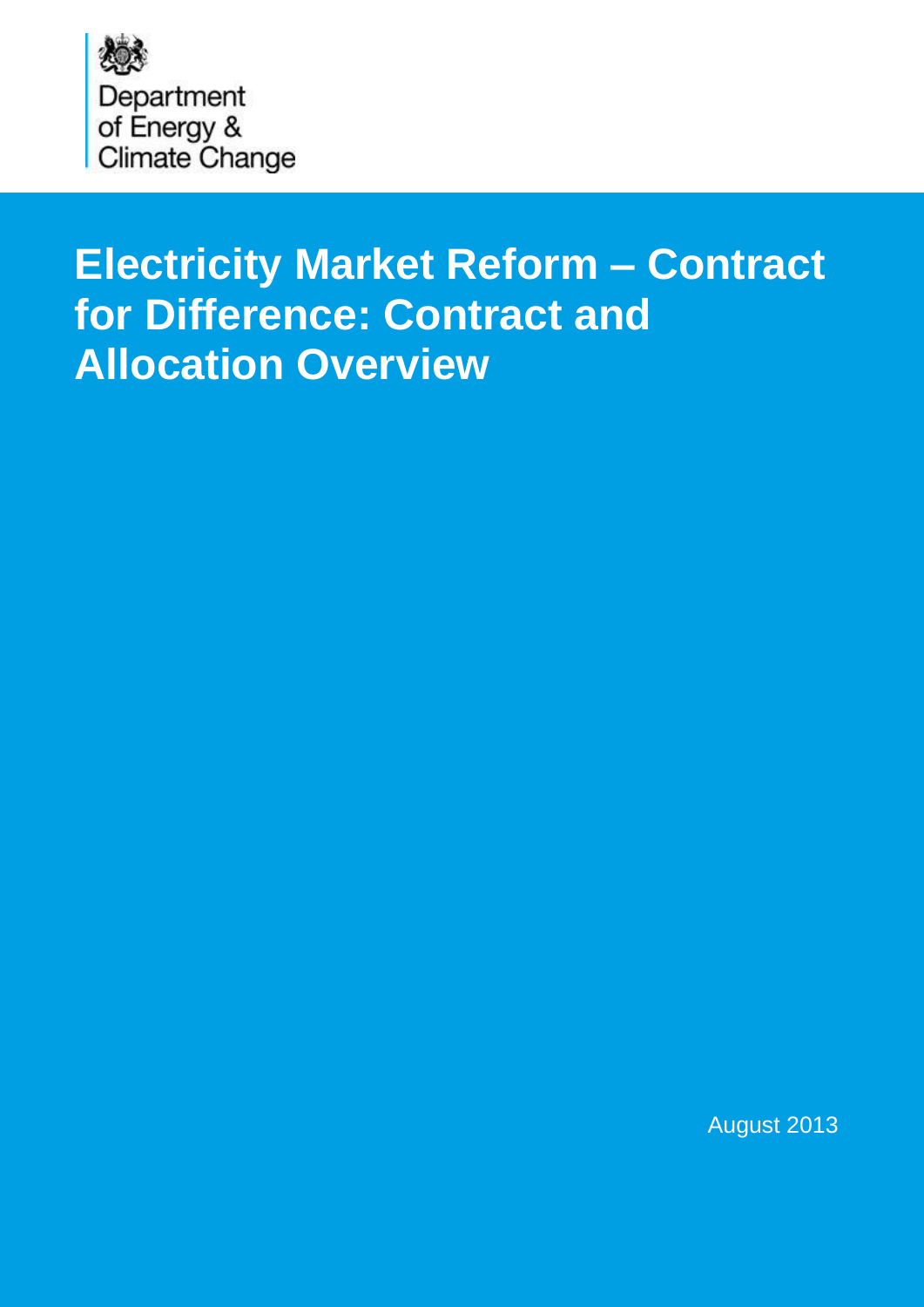Department
of Energy &
Climate Change

# Electricity Market Reform – Contract for Difference: Contract and Allocation Overview

August 2013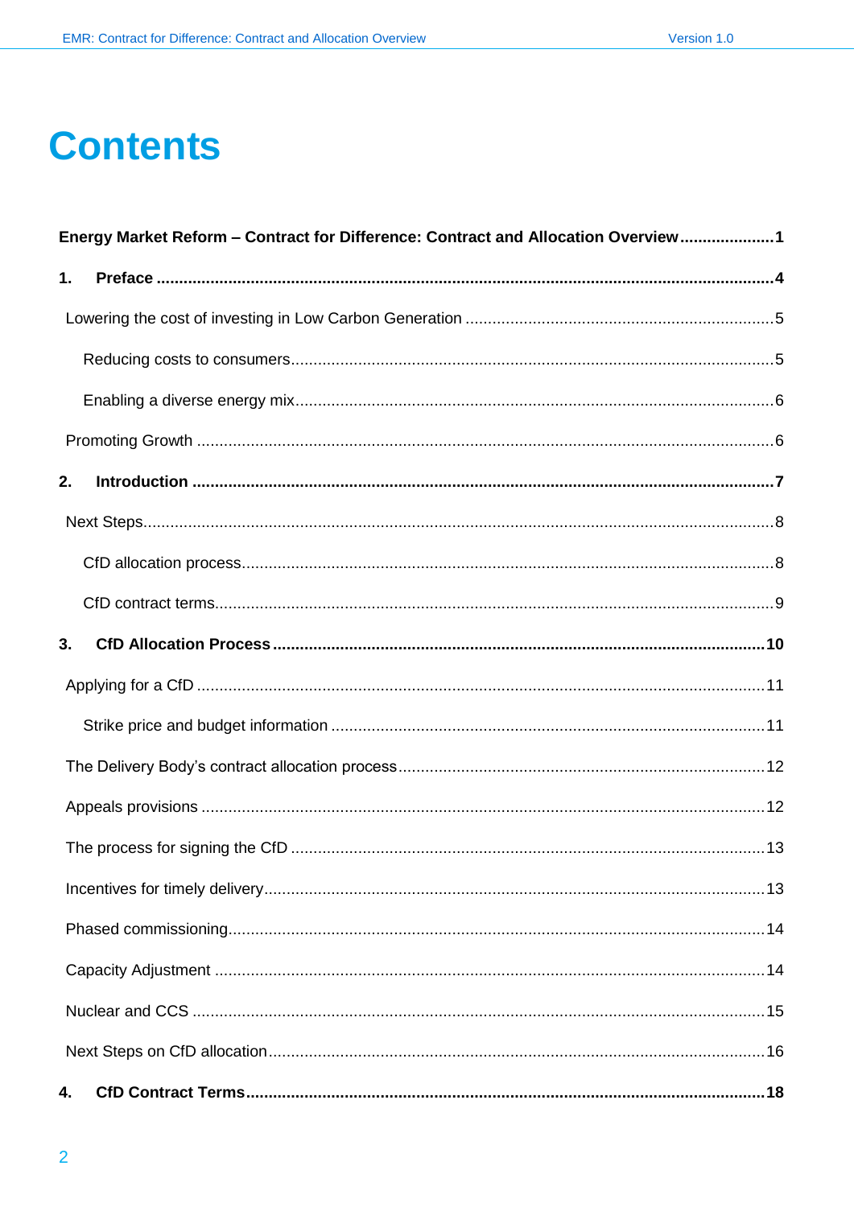# Contents

**Energy Market Reform – Contract for Difference: Contract and Allocation Overview ..................... 1**

**1. Preface ..................................................................................................... 4**

Lowering the cost of investing in Low Carbon Generation ..................................... 5

Reducing costs to consumers ............................................................................ 5

Enabling a diverse energy mix ........................................................................... 6

Promoting Growth ................................................................................................ 6

**2. Introduction ............................................................................................... 7**

Next Steps ............................................................................................................ 8

CfD allocation process ......................................................................................... 8

CfD contract terms ............................................................................................... 9

**3. CfD Allocation Process ............................................................................ 10**

Applying for a CfD .............................................................................................. 11

Strike price and budget information ................................................................... 11

The Delivery Body's contract allocation process ................................................. 12

Appeals provisions .............................................................................................. 12

The process for signing the CfD ......................................................................... 13

Incentives for timely delivery ............................................................................... 13

Phased commissioning ....................................................................................... 14

Capacity Adjustment ........................................................................................... 14

Nuclear and CCS ................................................................................................ 15

Next Steps on CfD allocation .............................................................................. 16

**4. CfD Contract Terms ................................................................................. 18**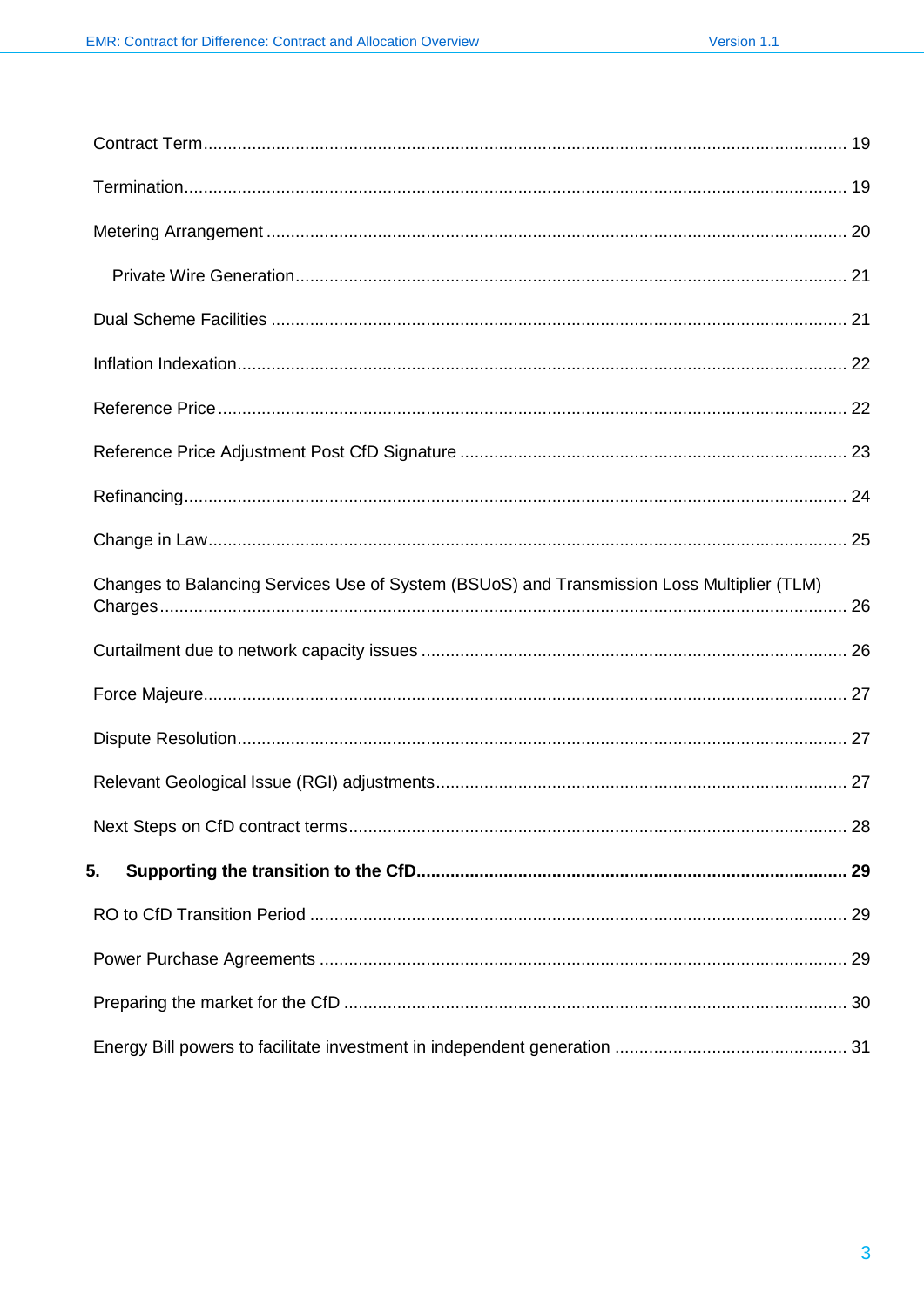Contract Term ........................................................................................................................ 19

Termination ............................................................................................................................ 19

Metering Arrangement ........................................................................................................... 20

  Private Wire Generation ...................................................................................................... 21

Dual Scheme Facilities .......................................................................................................... 21

Inflation Indexation ................................................................................................................ 22

Reference Price ..................................................................................................................... 22

Reference Price Adjustment Post CfD Signature ................................................................... 23

Refinancing ............................................................................................................................ 24

Change in Law ....................................................................................................................... 25

Changes to Balancing Services Use of System (BSUoS) and Transmission Loss Multiplier (TLM) Charges ................................................................................................................................ 26

Curtailment due to network capacity issues ........................................................................... 26

Force Majeure ........................................................................................................................ 27

Dispute Resolution ................................................................................................................. 27

Relevant Geological Issue (RGI) adjustments ........................................................................ 27

Next Steps on CfD contract terms .......................................................................................... 28

**5. Supporting the transition to the CfD ........................................................................................ 29**

RO to CfD Transition Period ................................................................................................... 29

Power Purchase Agreements ................................................................................................. 29

Preparing the market for the CfD ........................................................................................... 30

Energy Bill powers to facilitate investment in independent generation ................................... 31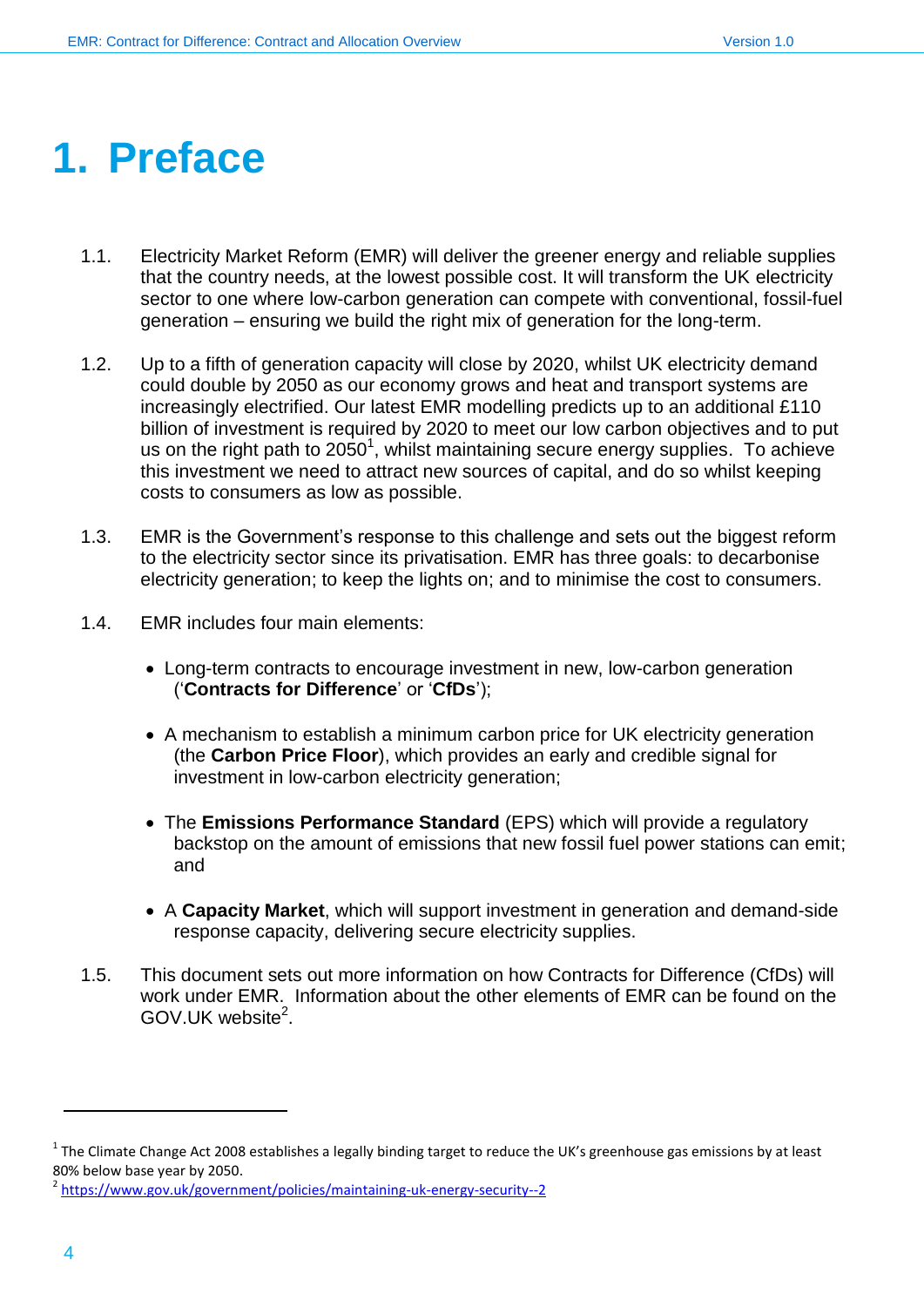# 1. Preface

1.1. Electricity Market Reform (EMR) will deliver the greener energy and reliable supplies that the country needs, at the lowest possible cost. It will transform the UK electricity sector to one where low-carbon generation can compete with conventional, fossil-fuel generation – ensuring we build the right mix of generation for the long-term.

1.2. Up to a fifth of generation capacity will close by 2020, whilst UK electricity demand could double by 2050 as our economy grows and heat and transport systems are increasingly electrified. Our latest EMR modelling predicts up to an additional £110 billion of investment is required by 2020 to meet our low carbon objectives and to put us on the right path to 2050[1], whilst maintaining secure energy supplies. To achieve this investment we need to attract new sources of capital, and do so whilst keeping costs to consumers as low as possible.

1.3. EMR is the Government's response to this challenge and sets out the biggest reform to the electricity sector since its privatisation. EMR has three goals: to decarbonise electricity generation; to keep the lights on; and to minimise the cost to consumers.

1.4. EMR includes four main elements:

- Long-term contracts to encourage investment in new, low-carbon generation ('**Contracts for Difference**' or '**CfDs**');
- A mechanism to establish a minimum carbon price for UK electricity generation (the **Carbon Price Floor**), which provides an early and credible signal for investment in low-carbon electricity generation;
- The **Emissions Performance Standard** (EPS) which will provide a regulatory backstop on the amount of emissions that new fossil fuel power stations can emit; and
- A **Capacity Market**, which will support investment in generation and demand-side response capacity, delivering secure electricity supplies.

1.5. This document sets out more information on how Contracts for Difference (CfDs) will work under EMR. Information about the other elements of EMR can be found on the GOV.UK website[2].

---

[1] The Climate Change Act 2008 establishes a legally binding target to reduce the UK's greenhouse gas emissions by at least 80% below base year by 2050.

[2] https://www.gov.uk/government/policies/maintaining-uk-energy-security--2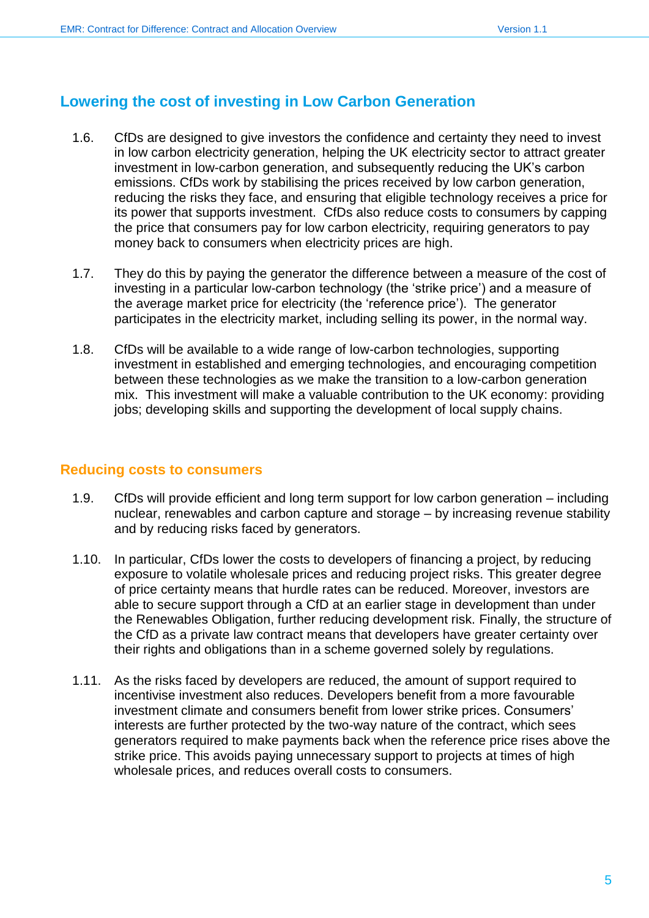## Lowering the cost of investing in Low Carbon Generation

1.6. CfDs are designed to give investors the confidence and certainty they need to invest in low carbon electricity generation, helping the UK electricity sector to attract greater investment in low-carbon generation, and subsequently reducing the UK's carbon emissions. CfDs work by stabilising the prices received by low carbon generation, reducing the risks they face, and ensuring that eligible technology receives a price for its power that supports investment. CfDs also reduce costs to consumers by capping the price that consumers pay for low carbon electricity, requiring generators to pay money back to consumers when electricity prices are high.

1.7. They do this by paying the generator the difference between a measure of the cost of investing in a particular low-carbon technology (the 'strike price') and a measure of the average market price for electricity (the 'reference price'). The generator participates in the electricity market, including selling its power, in the normal way.

1.8. CfDs will be available to a wide range of low-carbon technologies, supporting investment in established and emerging technologies, and encouraging competition between these technologies as we make the transition to a low-carbon generation mix. This investment will make a valuable contribution to the UK economy: providing jobs; developing skills and supporting the development of local supply chains.

### Reducing costs to consumers

1.9. CfDs will provide efficient and long term support for low carbon generation – including nuclear, renewables and carbon capture and storage – by increasing revenue stability and by reducing risks faced by generators.

1.10. In particular, CfDs lower the costs to developers of financing a project, by reducing exposure to volatile wholesale prices and reducing project risks. This greater degree of price certainty means that hurdle rates can be reduced. Moreover, investors are able to secure support through a CfD at an earlier stage in development than under the Renewables Obligation, further reducing development risk. Finally, the structure of the CfD as a private law contract means that developers have greater certainty over their rights and obligations than in a scheme governed solely by regulations.

1.11. As the risks faced by developers are reduced, the amount of support required to incentivise investment also reduces. Developers benefit from a more favourable investment climate and consumers benefit from lower strike prices. Consumers' interests are further protected by the two-way nature of the contract, which sees generators required to make payments back when the reference price rises above the strike price. This avoids paying unnecessary support to projects at times of high wholesale prices, and reduces overall costs to consumers.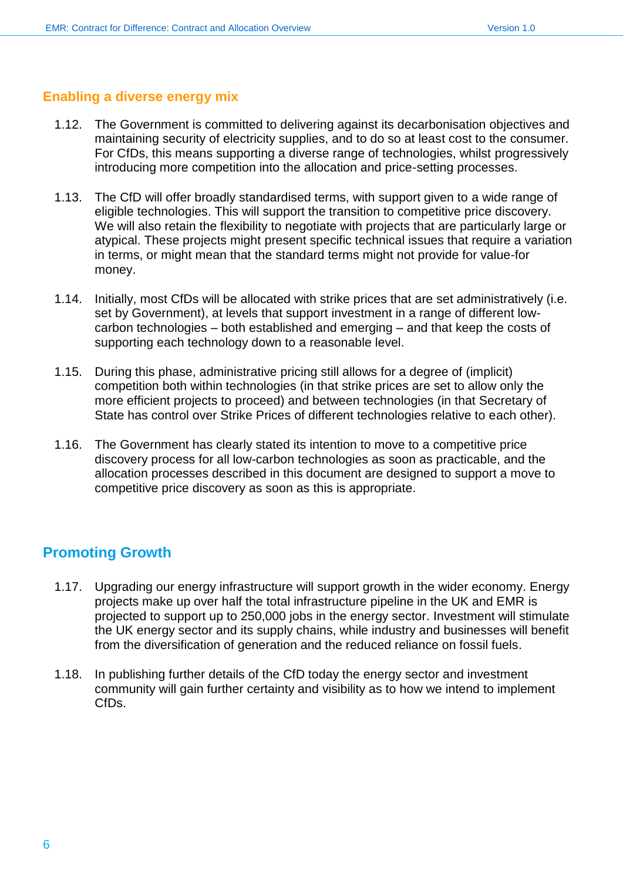## Enabling a diverse energy mix

1.12. The Government is committed to delivering against its decarbonisation objectives and maintaining security of electricity supplies, and to do so at least cost to the consumer. For CfDs, this means supporting a diverse range of technologies, whilst progressively introducing more competition into the allocation and price-setting processes.

1.13. The CfD will offer broadly standardised terms, with support given to a wide range of eligible technologies. This will support the transition to competitive price discovery. We will also retain the flexibility to negotiate with projects that are particularly large or atypical. These projects might present specific technical issues that require a variation in terms, or might mean that the standard terms might not provide for value-for money.

1.14. Initially, most CfDs will be allocated with strike prices that are set administratively (i.e. set by Government), at levels that support investment in a range of different low-carbon technologies – both established and emerging – and that keep the costs of supporting each technology down to a reasonable level.

1.15. During this phase, administrative pricing still allows for a degree of (implicit) competition both within technologies (in that strike prices are set to allow only the more efficient projects to proceed) and between technologies (in that Secretary of State has control over Strike Prices of different technologies relative to each other).

1.16. The Government has clearly stated its intention to move to a competitive price discovery process for all low-carbon technologies as soon as practicable, and the allocation processes described in this document are designed to support a move to competitive price discovery as soon as this is appropriate.

## Promoting Growth

1.17. Upgrading our energy infrastructure will support growth in the wider economy. Energy projects make up over half the total infrastructure pipeline in the UK and EMR is projected to support up to 250,000 jobs in the energy sector. Investment will stimulate the UK energy sector and its supply chains, while industry and businesses will benefit from the diversification of generation and the reduced reliance on fossil fuels.

1.18. In publishing further details of the CfD today the energy sector and investment community will gain further certainty and visibility as to how we intend to implement CfDs.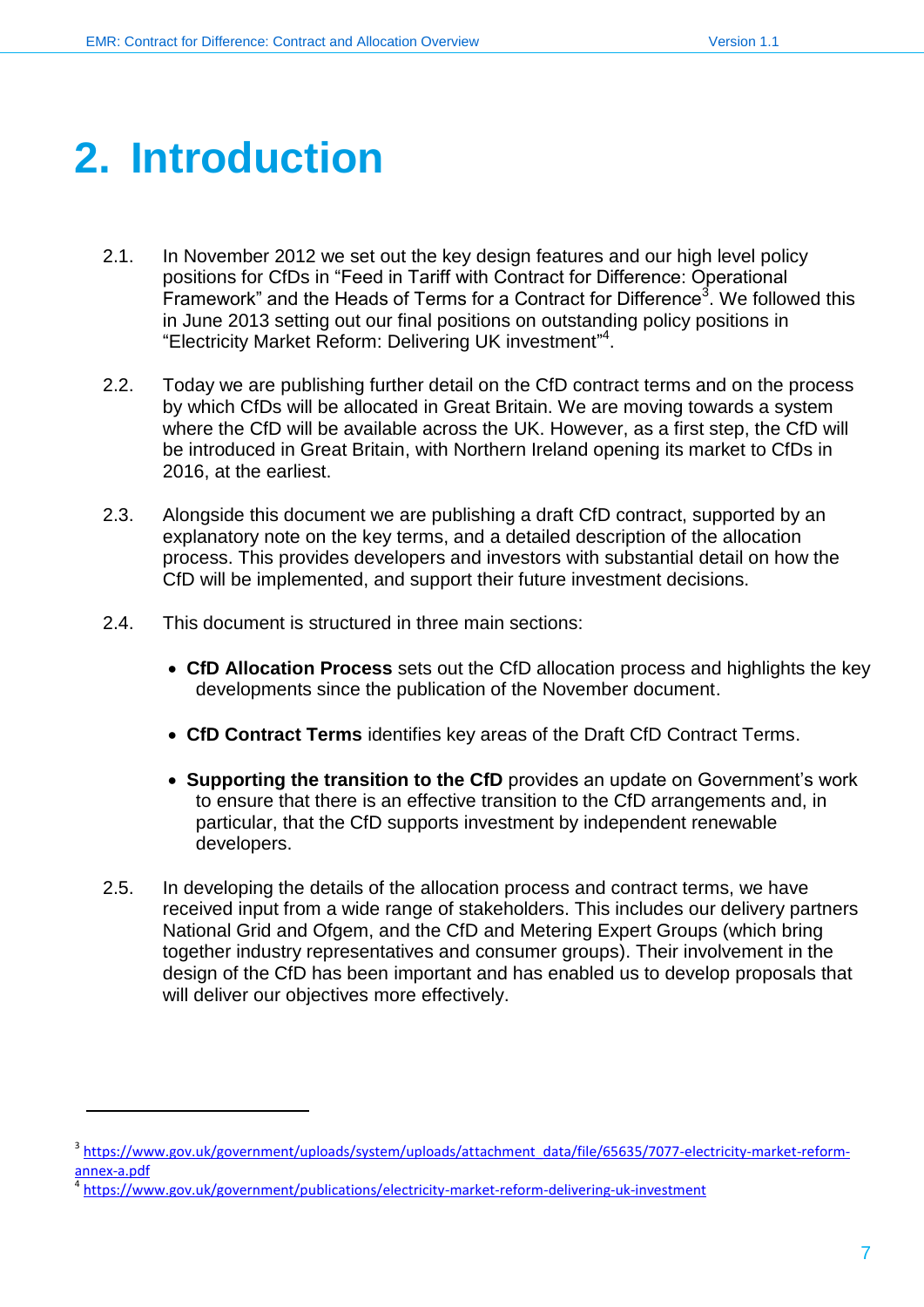# 2. Introduction

2.1. In November 2012 we set out the key design features and our high level policy positions for CfDs in "Feed in Tariff with Contract for Difference: Operational Framework" and the Heads of Terms for a Contract for Difference[3]. We followed this in June 2013 setting out our final positions on outstanding policy positions in "Electricity Market Reform: Delivering UK investment"[4].

2.2. Today we are publishing further detail on the CfD contract terms and on the process by which CfDs will be allocated in Great Britain. We are moving towards a system where the CfD will be available across the UK. However, as a first step, the CfD will be introduced in Great Britain, with Northern Ireland opening its market to CfDs in 2016, at the earliest.

2.3. Alongside this document we are publishing a draft CfD contract, supported by an explanatory note on the key terms, and a detailed description of the allocation process. This provides developers and investors with substantial detail on how the CfD will be implemented, and support their future investment decisions.

2.4. This document is structured in three main sections:

- **CfD Allocation Process** sets out the CfD allocation process and highlights the key developments since the publication of the November document.
- **CfD Contract Terms** identifies key areas of the Draft CfD Contract Terms.
- **Supporting the transition to the CfD** provides an update on Government's work to ensure that there is an effective transition to the CfD arrangements and, in particular, that the CfD supports investment by independent renewable developers.

2.5. In developing the details of the allocation process and contract terms, we have received input from a wide range of stakeholders. This includes our delivery partners National Grid and Ofgem, and the CfD and Metering Expert Groups (which bring together industry representatives and consumer groups). Their involvement in the design of the CfD has been important and has enabled us to develop proposals that will deliver our objectives more effectively.

---

[3] https://www.gov.uk/government/uploads/system/uploads/attachment_data/file/65635/7077-electricity-market-reform-annex-a.pdf

[4] https://www.gov.uk/government/publications/electricity-market-reform-delivering-uk-investment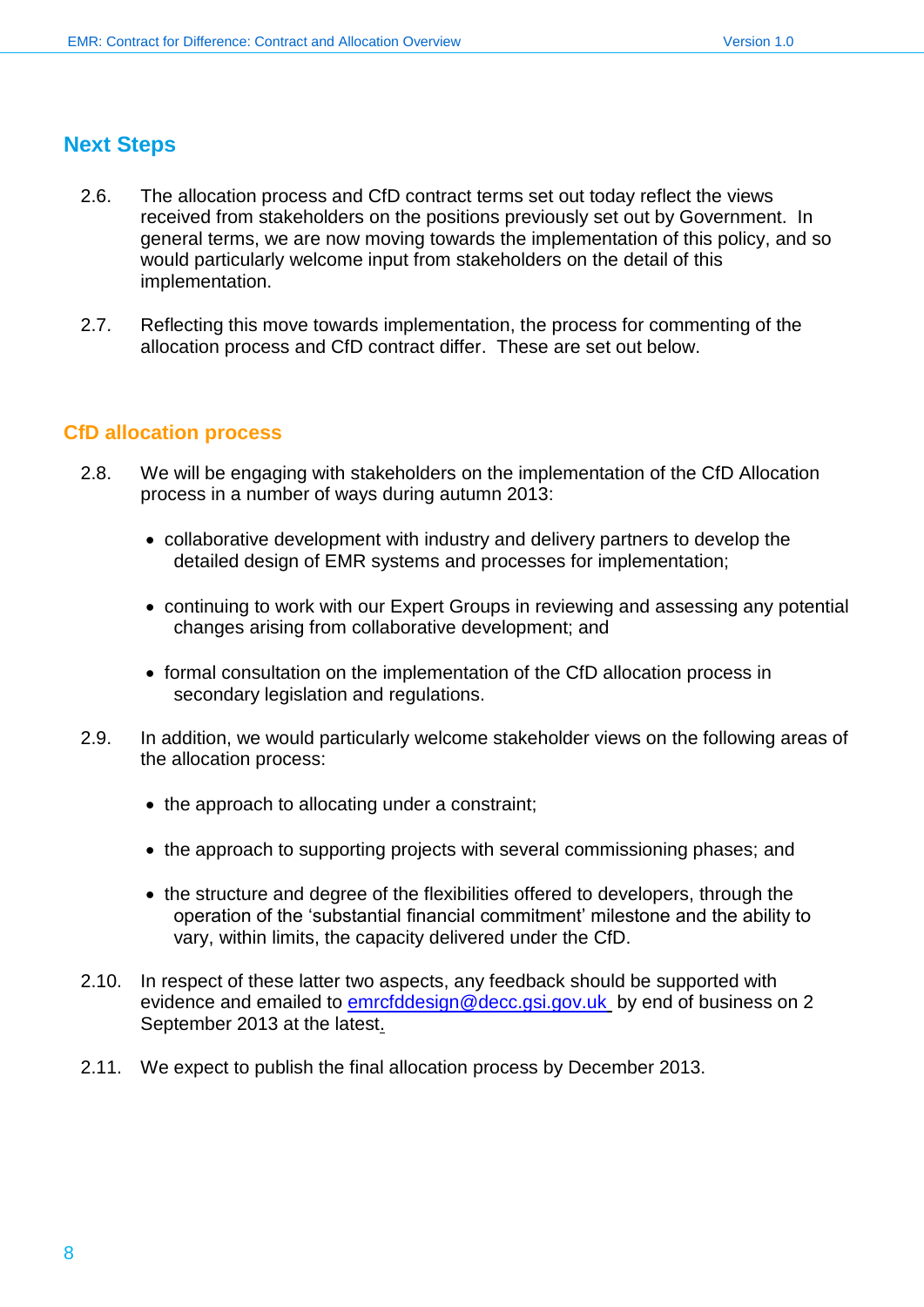## Next Steps

2.6. The allocation process and CfD contract terms set out today reflect the views received from stakeholders on the positions previously set out by Government. In general terms, we are now moving towards the implementation of this policy, and so would particularly welcome input from stakeholders on the detail of this implementation.

2.7. Reflecting this move towards implementation, the process for commenting of the allocation process and CfD contract differ. These are set out below.

### CfD allocation process

2.8. We will be engaging with stakeholders on the implementation of the CfD Allocation process in a number of ways during autumn 2013:

- collaborative development with industry and delivery partners to develop the detailed design of EMR systems and processes for implementation;
- continuing to work with our Expert Groups in reviewing and assessing any potential changes arising from collaborative development; and
- formal consultation on the implementation of the CfD allocation process in secondary legislation and regulations.

2.9. In addition, we would particularly welcome stakeholder views on the following areas of the allocation process:

- the approach to allocating under a constraint;
- the approach to supporting projects with several commissioning phases; and
- the structure and degree of the flexibilities offered to developers, through the operation of the 'substantial financial commitment' milestone and the ability to vary, within limits, the capacity delivered under the CfD.

2.10. In respect of these latter two aspects, any feedback should be supported with evidence and emailed to emrcfddesign@decc.gsi.gov.uk by end of business on 2 September 2013 at the latest.

2.11. We expect to publish the final allocation process by December 2013.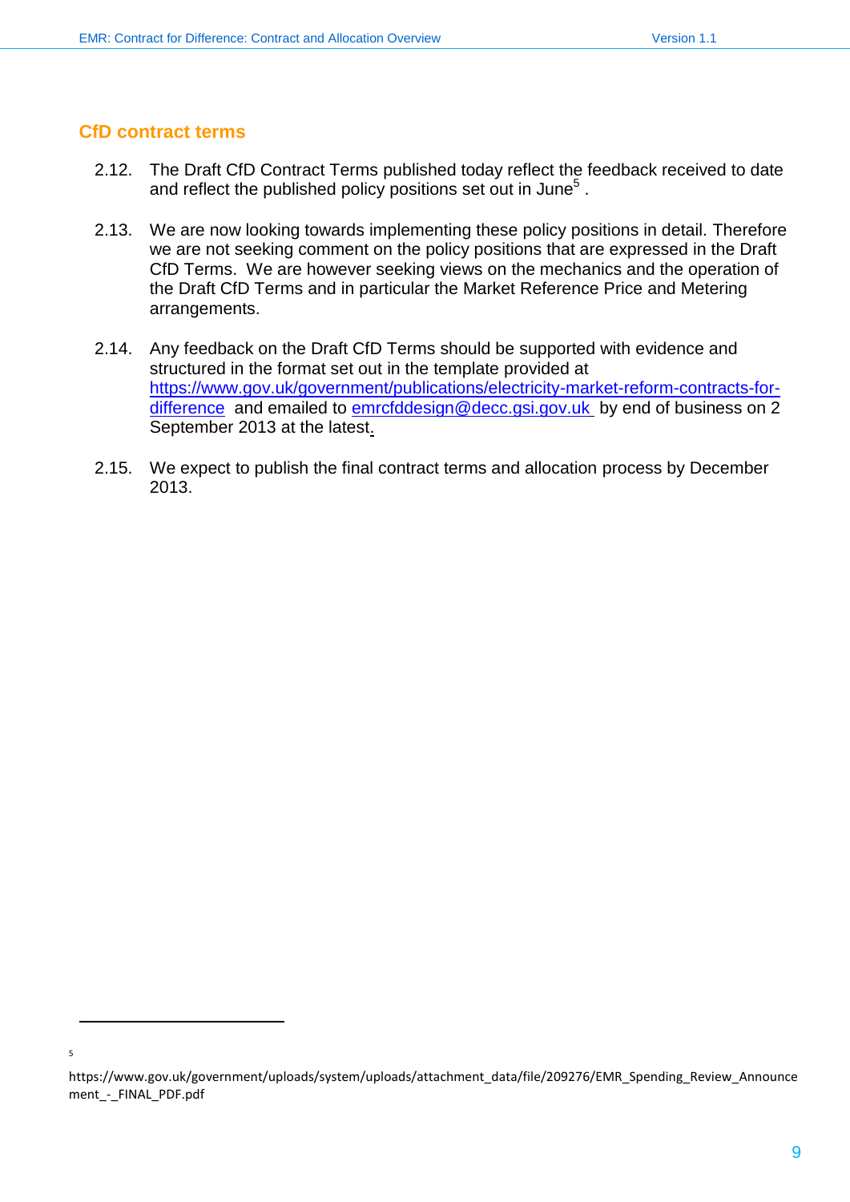## CfD contract terms

2.12. The Draft CfD Contract Terms published today reflect the feedback received to date and reflect the published policy positions set out in June[5] .

2.13. We are now looking towards implementing these policy positions in detail. Therefore we are not seeking comment on the policy positions that are expressed in the Draft CfD Terms. We are however seeking views on the mechanics and the operation of the Draft CfD Terms and in particular the Market Reference Price and Metering arrangements.

2.14. Any feedback on the Draft CfD Terms should be supported with evidence and structured in the format set out in the template provided at https://www.gov.uk/government/publications/electricity-market-reform-contracts-for-difference and emailed to emrcfddesign@decc.gsi.gov.uk by end of business on 2 September 2013 at the latest.

2.15. We expect to publish the final contract terms and allocation process by December 2013.

---

[5] https://www.gov.uk/government/uploads/system/uploads/attachment_data/file/209276/EMR_Spending_Review_Announcement_-_FINAL_PDF.pdf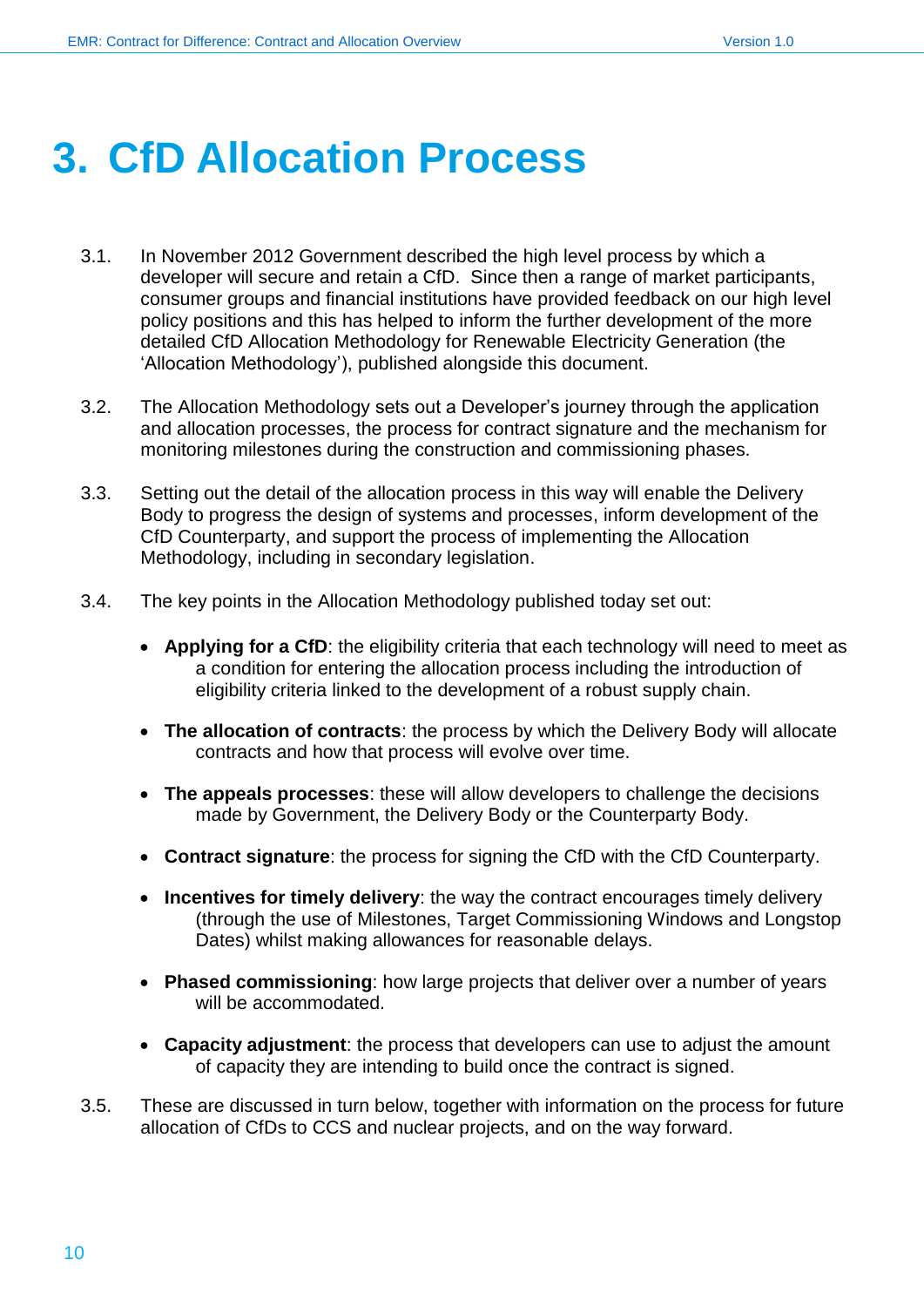# 3. CfD Allocation Process

3.1. In November 2012 Government described the high level process by which a developer will secure and retain a CfD. Since then a range of market participants, consumer groups and financial institutions have provided feedback on our high level policy positions and this has helped to inform the further development of the more detailed CfD Allocation Methodology for Renewable Electricity Generation (the 'Allocation Methodology'), published alongside this document.

3.2. The Allocation Methodology sets out a Developer's journey through the application and allocation processes, the process for contract signature and the mechanism for monitoring milestones during the construction and commissioning phases.

3.3. Setting out the detail of the allocation process in this way will enable the Delivery Body to progress the design of systems and processes, inform development of the CfD Counterparty, and support the process of implementing the Allocation Methodology, including in secondary legislation.

3.4. The key points in the Allocation Methodology published today set out:

- **Applying for a CfD**: the eligibility criteria that each technology will need to meet as a condition for entering the allocation process including the introduction of eligibility criteria linked to the development of a robust supply chain.
- **The allocation of contracts**: the process by which the Delivery Body will allocate contracts and how that process will evolve over time.
- **The appeals processes**: these will allow developers to challenge the decisions made by Government, the Delivery Body or the Counterparty Body.
- **Contract signature**: the process for signing the CfD with the CfD Counterparty.
- **Incentives for timely delivery**: the way the contract encourages timely delivery (through the use of Milestones, Target Commissioning Windows and Longstop Dates) whilst making allowances for reasonable delays.
- **Phased commissioning**: how large projects that deliver over a number of years will be accommodated.
- **Capacity adjustment**: the process that developers can use to adjust the amount of capacity they are intending to build once the contract is signed.

3.5. These are discussed in turn below, together with information on the process for future allocation of CfDs to CCS and nuclear projects, and on the way forward.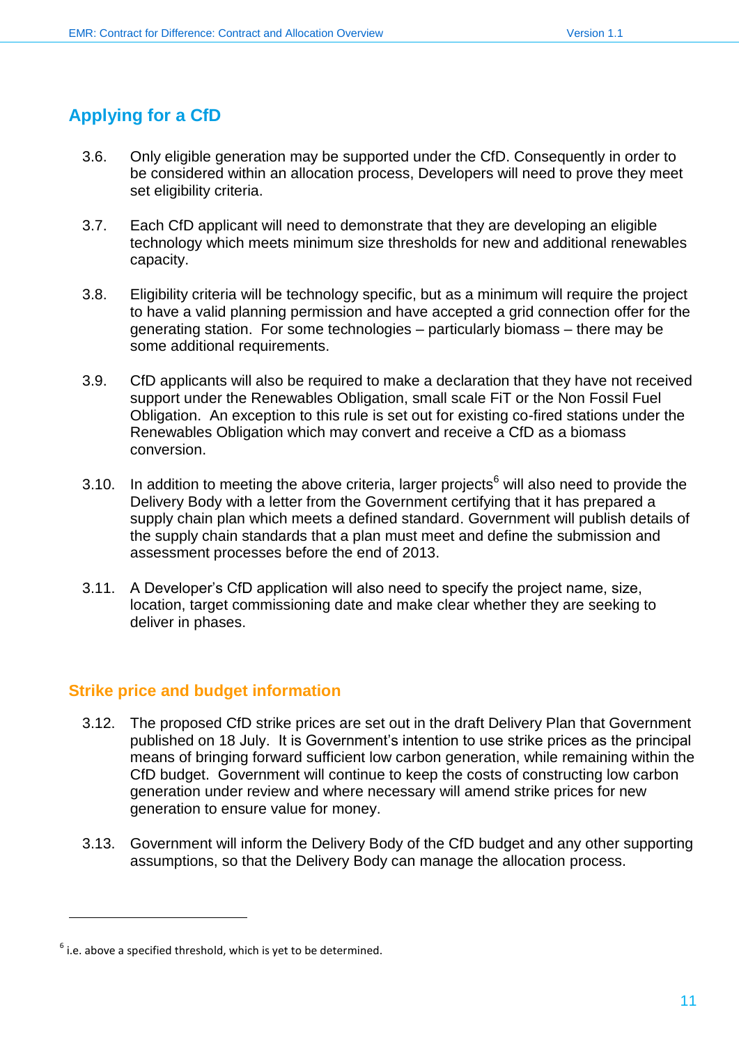## Applying for a CfD

3.6. Only eligible generation may be supported under the CfD. Consequently in order to be considered within an allocation process, Developers will need to prove they meet set eligibility criteria.

3.7. Each CfD applicant will need to demonstrate that they are developing an eligible technology which meets minimum size thresholds for new and additional renewables capacity.

3.8. Eligibility criteria will be technology specific, but as a minimum will require the project to have a valid planning permission and have accepted a grid connection offer for the generating station. For some technologies – particularly biomass – there may be some additional requirements.

3.9. CfD applicants will also be required to make a declaration that they have not received support under the Renewables Obligation, small scale FiT or the Non Fossil Fuel Obligation. An exception to this rule is set out for existing co-fired stations under the Renewables Obligation which may convert and receive a CfD as a biomass conversion.

3.10. In addition to meeting the above criteria, larger projects[6] will also need to provide the Delivery Body with a letter from the Government certifying that it has prepared a supply chain plan which meets a defined standard. Government will publish details of the supply chain standards that a plan must meet and define the submission and assessment processes before the end of 2013.

3.11. A Developer's CfD application will also need to specify the project name, size, location, target commissioning date and make clear whether they are seeking to deliver in phases.

### Strike price and budget information

3.12. The proposed CfD strike prices are set out in the draft Delivery Plan that Government published on 18 July. It is Government's intention to use strike prices as the principal means of bringing forward sufficient low carbon generation, while remaining within the CfD budget. Government will continue to keep the costs of constructing low carbon generation under review and where necessary will amend strike prices for new generation to ensure value for money.

3.13. Government will inform the Delivery Body of the CfD budget and any other supporting assumptions, so that the Delivery Body can manage the allocation process.

---

[6] i.e. above a specified threshold, which is yet to be determined.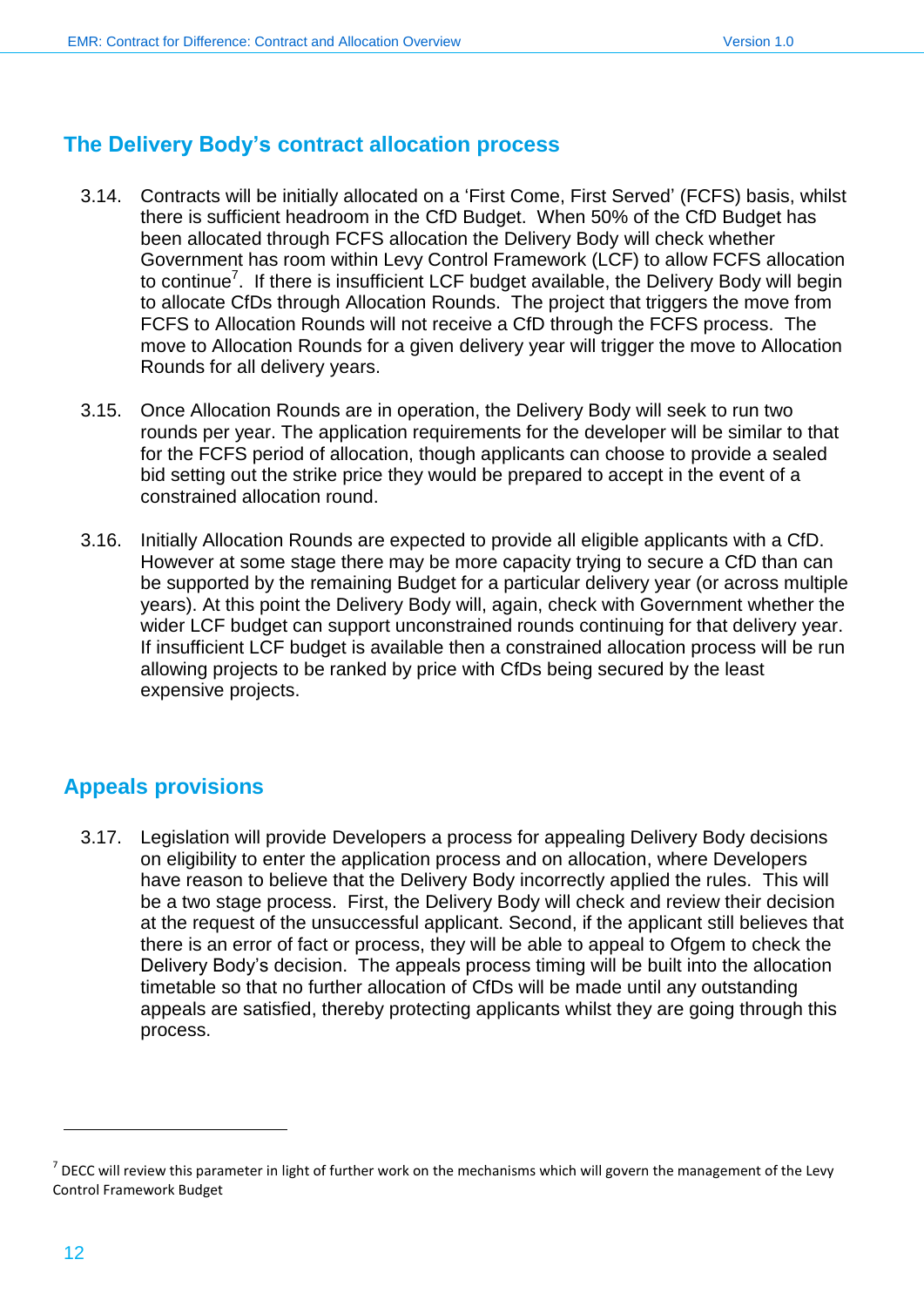## The Delivery Body's contract allocation process

3.14. Contracts will be initially allocated on a 'First Come, First Served' (FCFS) basis, whilst there is sufficient headroom in the CfD Budget. When 50% of the CfD Budget has been allocated through FCFS allocation the Delivery Body will check whether Government has room within Levy Control Framework (LCF) to allow FCFS allocation to continue[7]. If there is insufficient LCF budget available, the Delivery Body will begin to allocate CfDs through Allocation Rounds. The project that triggers the move from FCFS to Allocation Rounds will not receive a CfD through the FCFS process. The move to Allocation Rounds for a given delivery year will trigger the move to Allocation Rounds for all delivery years.

3.15. Once Allocation Rounds are in operation, the Delivery Body will seek to run two rounds per year. The application requirements for the developer will be similar to that for the FCFS period of allocation, though applicants can choose to provide a sealed bid setting out the strike price they would be prepared to accept in the event of a constrained allocation round.

3.16. Initially Allocation Rounds are expected to provide all eligible applicants with a CfD. However at some stage there may be more capacity trying to secure a CfD than can be supported by the remaining Budget for a particular delivery year (or across multiple years). At this point the Delivery Body will, again, check with Government whether the wider LCF budget can support unconstrained rounds continuing for that delivery year. If insufficient LCF budget is available then a constrained allocation process will be run allowing projects to be ranked by price with CfDs being secured by the least expensive projects.

## Appeals provisions

3.17. Legislation will provide Developers a process for appealing Delivery Body decisions on eligibility to enter the application process and on allocation, where Developers have reason to believe that the Delivery Body incorrectly applied the rules. This will be a two stage process. First, the Delivery Body will check and review their decision at the request of the unsuccessful applicant. Second, if the applicant still believes that there is an error of fact or process, they will be able to appeal to Ofgem to check the Delivery Body's decision. The appeals process timing will be built into the allocation timetable so that no further allocation of CfDs will be made until any outstanding appeals are satisfied, thereby protecting applicants whilst they are going through this process.

---

[7] DECC will review this parameter in light of further work on the mechanisms which will govern the management of the Levy Control Framework Budget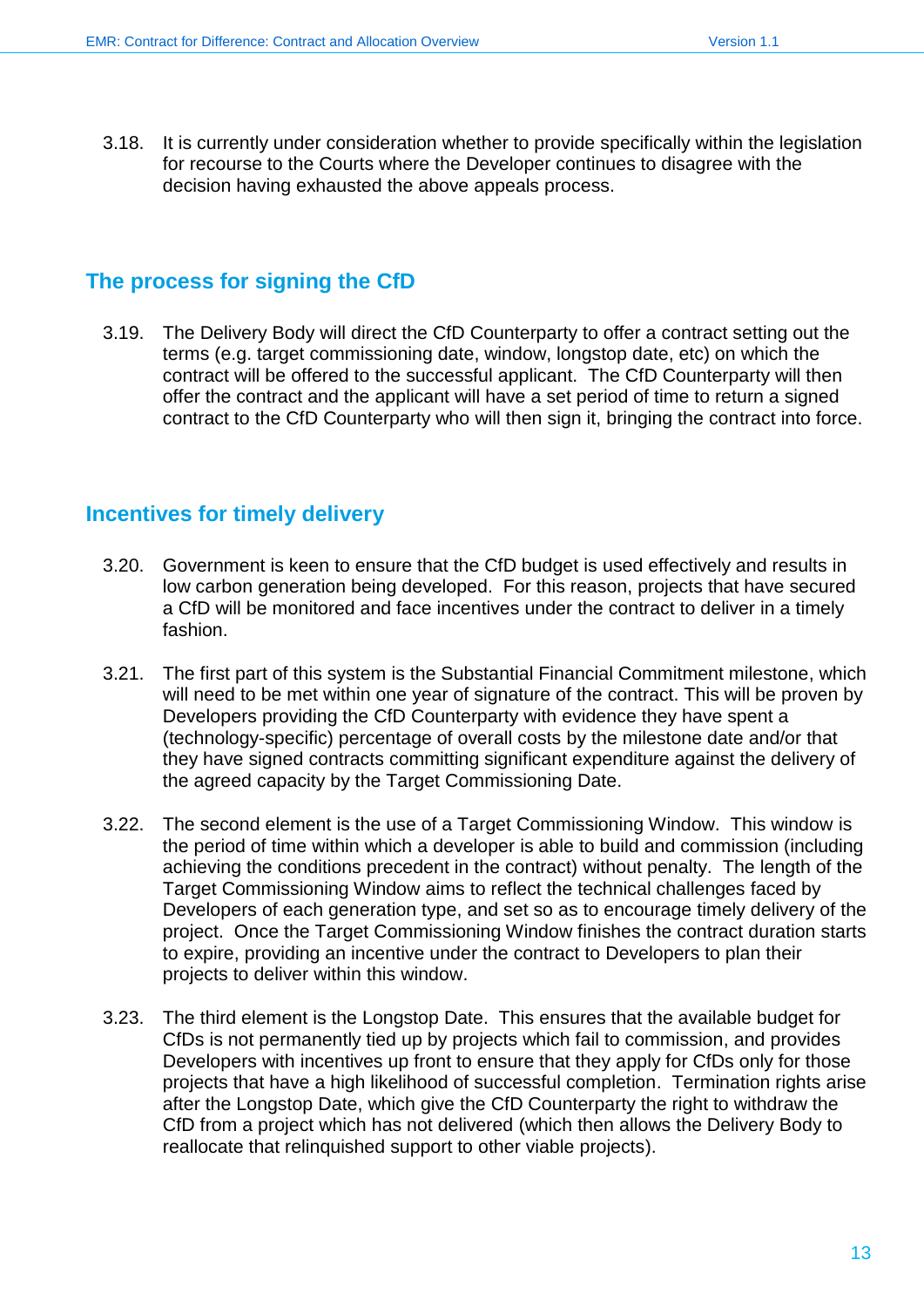3.18. It is currently under consideration whether to provide specifically within the legislation for recourse to the Courts where the Developer continues to disagree with the decision having exhausted the above appeals process.

## The process for signing the CfD

3.19. The Delivery Body will direct the CfD Counterparty to offer a contract setting out the terms (e.g. target commissioning date, window, longstop date, etc) on which the contract will be offered to the successful applicant. The CfD Counterparty will then offer the contract and the applicant will have a set period of time to return a signed contract to the CfD Counterparty who will then sign it, bringing the contract into force.

## Incentives for timely delivery

3.20. Government is keen to ensure that the CfD budget is used effectively and results in low carbon generation being developed. For this reason, projects that have secured a CfD will be monitored and face incentives under the contract to deliver in a timely fashion.

3.21. The first part of this system is the Substantial Financial Commitment milestone, which will need to be met within one year of signature of the contract. This will be proven by Developers providing the CfD Counterparty with evidence they have spent a (technology-specific) percentage of overall costs by the milestone date and/or that they have signed contracts committing significant expenditure against the delivery of the agreed capacity by the Target Commissioning Date.

3.22. The second element is the use of a Target Commissioning Window. This window is the period of time within which a developer is able to build and commission (including achieving the conditions precedent in the contract) without penalty. The length of the Target Commissioning Window aims to reflect the technical challenges faced by Developers of each generation type, and set so as to encourage timely delivery of the project. Once the Target Commissioning Window finishes the contract duration starts to expire, providing an incentive under the contract to Developers to plan their projects to deliver within this window.

3.23. The third element is the Longstop Date. This ensures that the available budget for CfDs is not permanently tied up by projects which fail to commission, and provides Developers with incentives up front to ensure that they apply for CfDs only for those projects that have a high likelihood of successful completion. Termination rights arise after the Longstop Date, which give the CfD Counterparty the right to withdraw the CfD from a project which has not delivered (which then allows the Delivery Body to reallocate that relinquished support to other viable projects).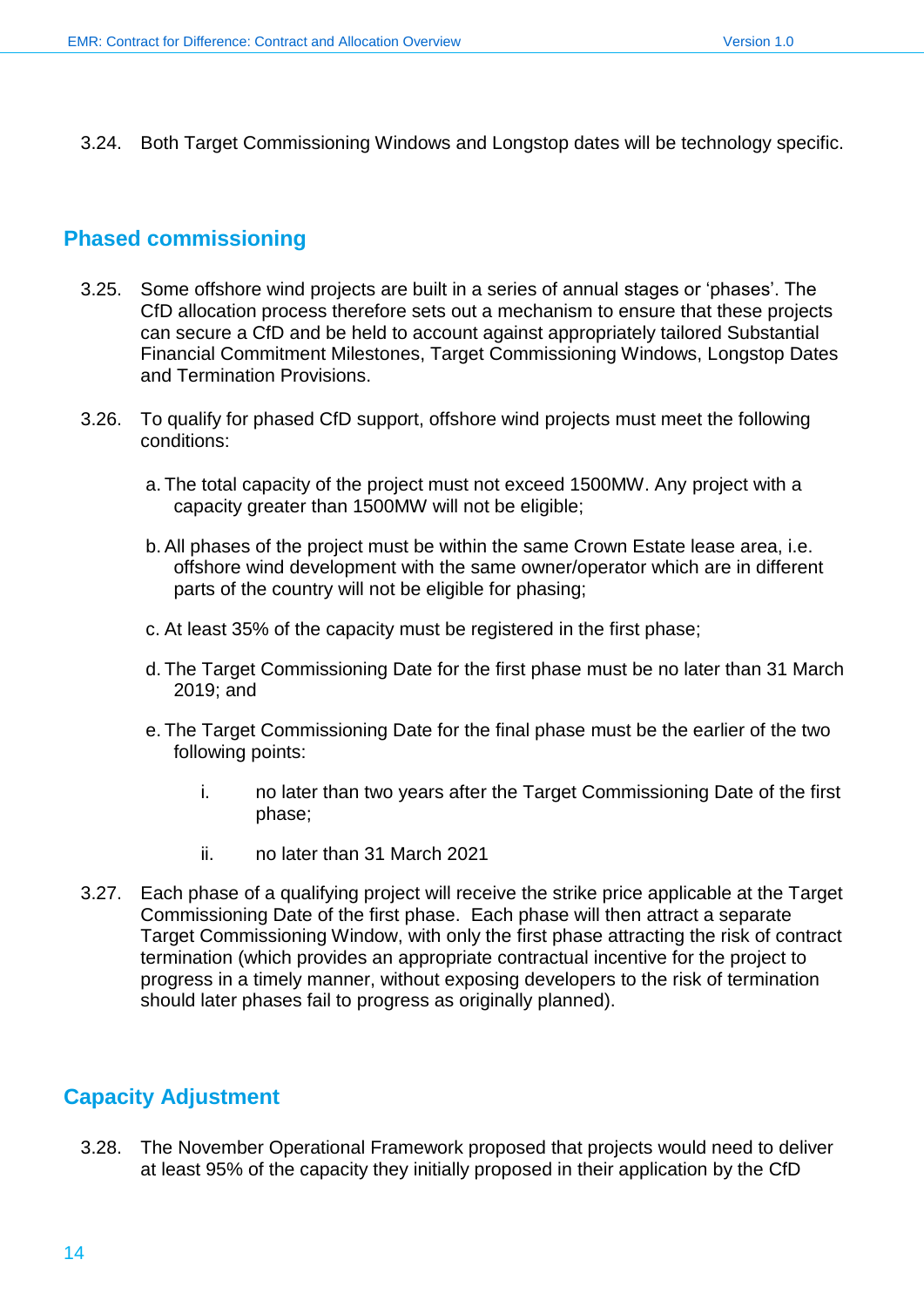3.24. Both Target Commissioning Windows and Longstop dates will be technology specific.

## Phased commissioning

3.25. Some offshore wind projects are built in a series of annual stages or 'phases'. The CfD allocation process therefore sets out a mechanism to ensure that these projects can secure a CfD and be held to account against appropriately tailored Substantial Financial Commitment Milestones, Target Commissioning Windows, Longstop Dates and Termination Provisions.

3.26. To qualify for phased CfD support, offshore wind projects must meet the following conditions:

a. The total capacity of the project must not exceed 1500MW. Any project with a capacity greater than 1500MW will not be eligible;

b. All phases of the project must be within the same Crown Estate lease area, i.e. offshore wind development with the same owner/operator which are in different parts of the country will not be eligible for phasing;

c. At least 35% of the capacity must be registered in the first phase;

d. The Target Commissioning Date for the first phase must be no later than 31 March 2019; and

e. The Target Commissioning Date for the final phase must be the earlier of the two following points:

   i. no later than two years after the Target Commissioning Date of the first phase;

   ii. no later than 31 March 2021

3.27. Each phase of a qualifying project will receive the strike price applicable at the Target Commissioning Date of the first phase. Each phase will then attract a separate Target Commissioning Window, with only the first phase attracting the risk of contract termination (which provides an appropriate contractual incentive for the project to progress in a timely manner, without exposing developers to the risk of termination should later phases fail to progress as originally planned).

## Capacity Adjustment

3.28. The November Operational Framework proposed that projects would need to deliver at least 95% of the capacity they initially proposed in their application by the CfD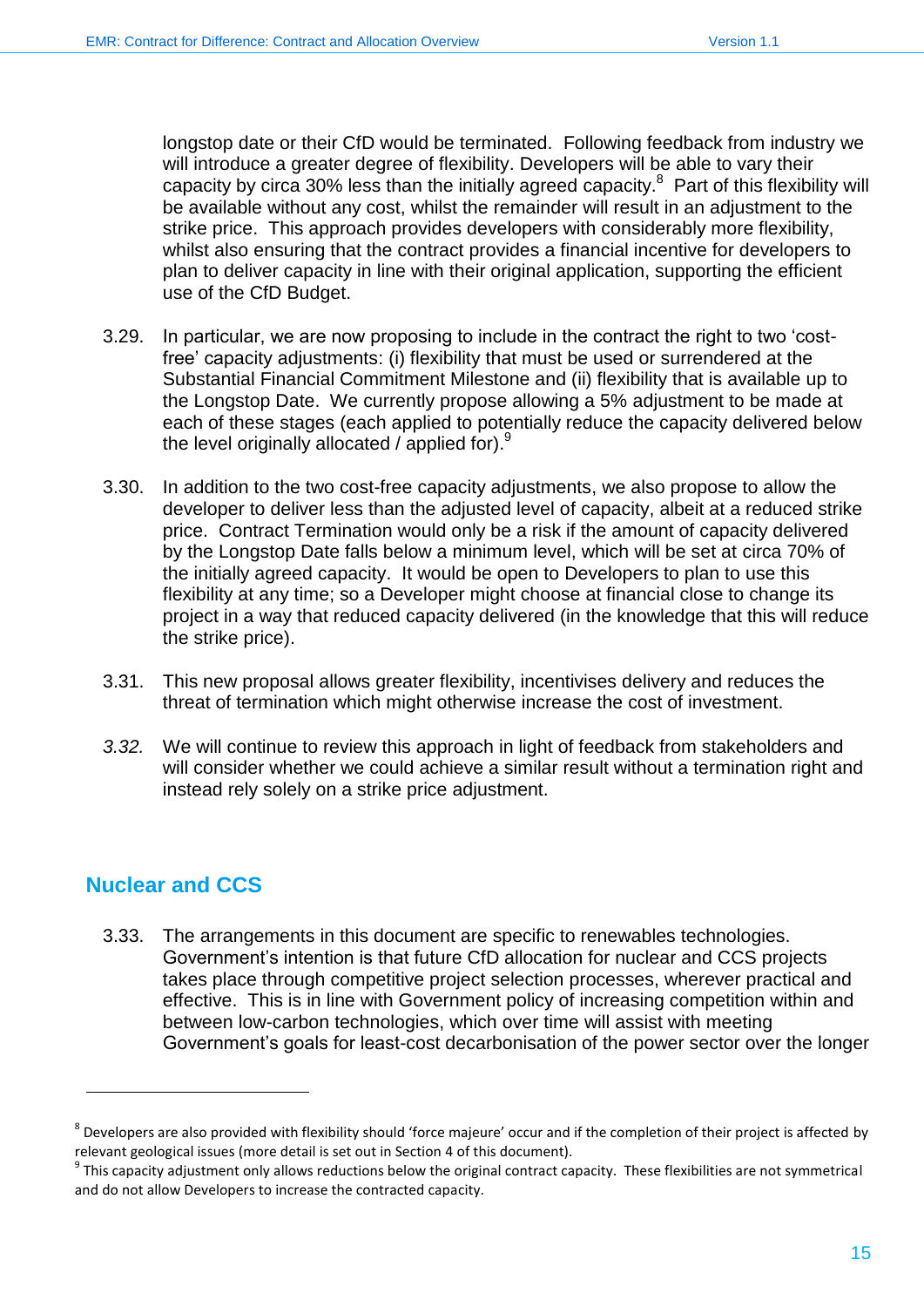longstop date or their CfD would be terminated. Following feedback from industry we will introduce a greater degree of flexibility. Developers will be able to vary their capacity by circa 30% less than the initially agreed capacity.[8] Part of this flexibility will be available without any cost, whilst the remainder will result in an adjustment to the strike price. This approach provides developers with considerably more flexibility, whilst also ensuring that the contract provides a financial incentive for developers to plan to deliver capacity in line with their original application, supporting the efficient use of the CfD Budget.

3.29. In particular, we are now proposing to include in the contract the right to two 'cost-free' capacity adjustments: (i) flexibility that must be used or surrendered at the Substantial Financial Commitment Milestone and (ii) flexibility that is available up to the Longstop Date. We currently propose allowing a 5% adjustment to be made at each of these stages (each applied to potentially reduce the capacity delivered below the level originally allocated / applied for).[9]

3.30. In addition to the two cost-free capacity adjustments, we also propose to allow the developer to deliver less than the adjusted level of capacity, albeit at a reduced strike price. Contract Termination would only be a risk if the amount of capacity delivered by the Longstop Date falls below a minimum level, which will be set at circa 70% of the initially agreed capacity. It would be open to Developers to plan to use this flexibility at any time; so a Developer might choose at financial close to change its project in a way that reduced capacity delivered (in the knowledge that this will reduce the strike price).

3.31. This new proposal allows greater flexibility, incentivises delivery and reduces the threat of termination which might otherwise increase the cost of investment.

*3.32.* We will continue to review this approach in light of feedback from stakeholders and will consider whether we could achieve a similar result without a termination right and instead rely solely on a strike price adjustment.

## Nuclear and CCS

3.33. The arrangements in this document are specific to renewables technologies. Government's intention is that future CfD allocation for nuclear and CCS projects takes place through competitive project selection processes, wherever practical and effective. This is in line with Government policy of increasing competition within and between low-carbon technologies, which over time will assist with meeting Government's goals for least-cost decarbonisation of the power sector over the longer

---

[8] Developers are also provided with flexibility should 'force majeure' occur and if the completion of their project is affected by relevant geological issues (more detail is set out in Section 4 of this document).

[9] This capacity adjustment only allows reductions below the original contract capacity. These flexibilities are not symmetrical and do not allow Developers to increase the contracted capacity.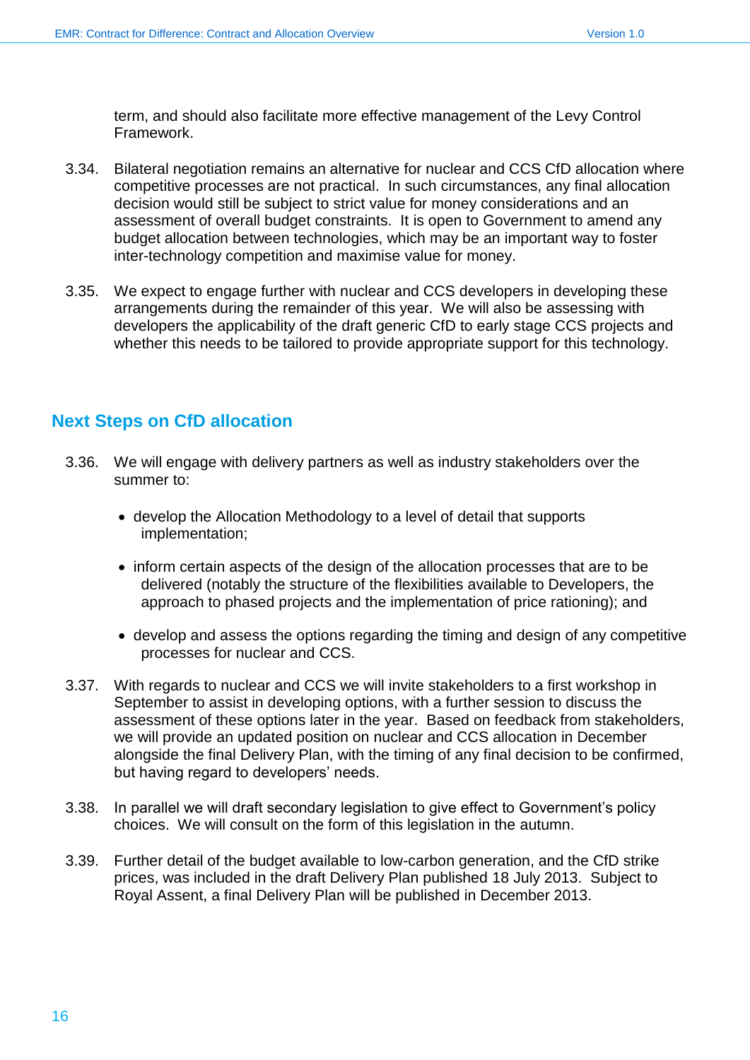term, and should also facilitate more effective management of the Levy Control Framework.

3.34. Bilateral negotiation remains an alternative for nuclear and CCS CfD allocation where competitive processes are not practical. In such circumstances, any final allocation decision would still be subject to strict value for money considerations and an assessment of overall budget constraints. It is open to Government to amend any budget allocation between technologies, which may be an important way to foster inter-technology competition and maximise value for money.

3.35. We expect to engage further with nuclear and CCS developers in developing these arrangements during the remainder of this year. We will also be assessing with developers the applicability of the draft generic CfD to early stage CCS projects and whether this needs to be tailored to provide appropriate support for this technology.

## Next Steps on CfD allocation

3.36. We will engage with delivery partners as well as industry stakeholders over the summer to:

- develop the Allocation Methodology to a level of detail that supports implementation;
- inform certain aspects of the design of the allocation processes that are to be delivered (notably the structure of the flexibilities available to Developers, the approach to phased projects and the implementation of price rationing); and
- develop and assess the options regarding the timing and design of any competitive processes for nuclear and CCS.

3.37. With regards to nuclear and CCS we will invite stakeholders to a first workshop in September to assist in developing options, with a further session to discuss the assessment of these options later in the year. Based on feedback from stakeholders, we will provide an updated position on nuclear and CCS allocation in December alongside the final Delivery Plan, with the timing of any final decision to be confirmed, but having regard to developers' needs.

3.38. In parallel we will draft secondary legislation to give effect to Government's policy choices. We will consult on the form of this legislation in the autumn.

3.39. Further detail of the budget available to low-carbon generation, and the CfD strike prices, was included in the draft Delivery Plan published 18 July 2013. Subject to Royal Assent, a final Delivery Plan will be published in December 2013.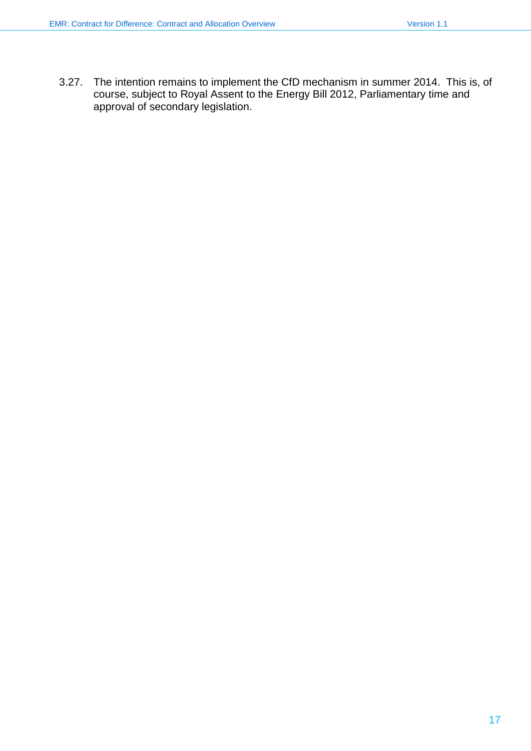3.27. The intention remains to implement the CfD mechanism in summer 2014. This is, of course, subject to Royal Assent to the Energy Bill 2012, Parliamentary time and approval of secondary legislation.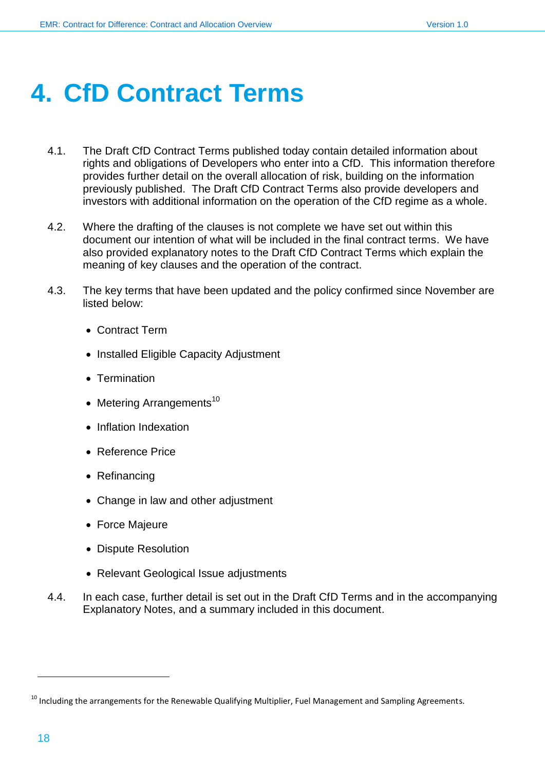# 4. CfD Contract Terms

4.1. The Draft CfD Contract Terms published today contain detailed information about rights and obligations of Developers who enter into a CfD. This information therefore provides further detail on the overall allocation of risk, building on the information previously published. The Draft CfD Contract Terms also provide developers and investors with additional information on the operation of the CfD regime as a whole.

4.2. Where the drafting of the clauses is not complete we have set out within this document our intention of what will be included in the final contract terms. We have also provided explanatory notes to the Draft CfD Contract Terms which explain the meaning of key clauses and the operation of the contract.

4.3. The key terms that have been updated and the policy confirmed since November are listed below:

- Contract Term
- Installed Eligible Capacity Adjustment
- Termination
- Metering Arrangements[10]
- Inflation Indexation
- Reference Price
- Refinancing
- Change in law and other adjustment
- Force Majeure
- Dispute Resolution
- Relevant Geological Issue adjustments

4.4. In each case, further detail is set out in the Draft CfD Terms and in the accompanying Explanatory Notes, and a summary included in this document.

[10] Including the arrangements for the Renewable Qualifying Multiplier, Fuel Management and Sampling Agreements.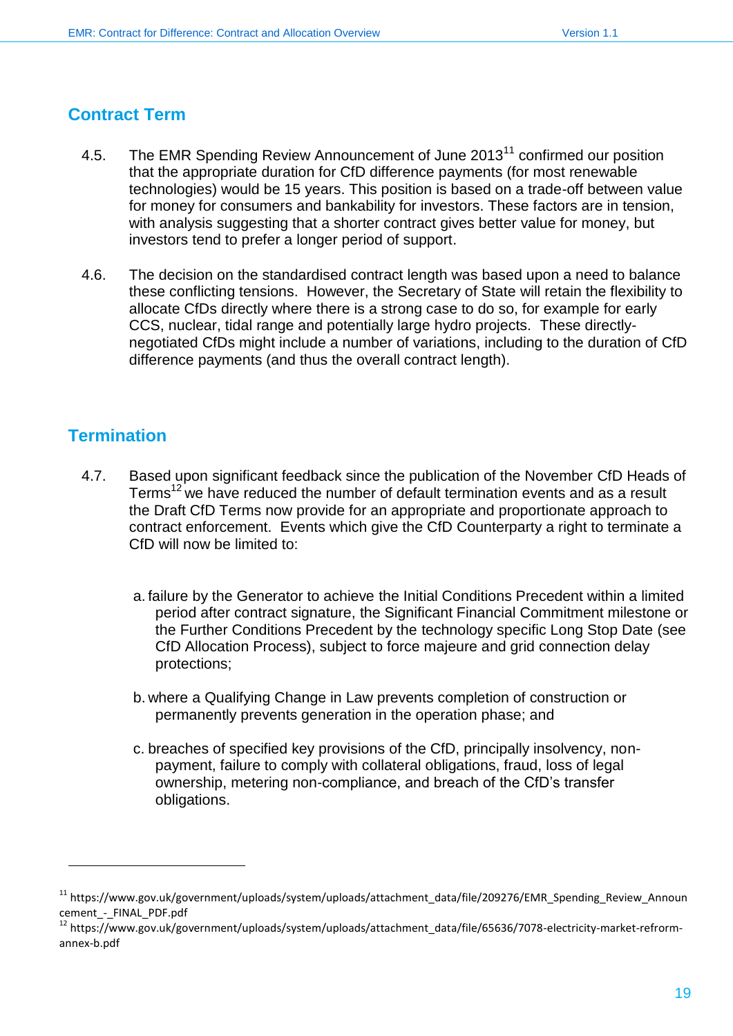## Contract Term

4.5. The EMR Spending Review Announcement of June 2013[11] confirmed our position that the appropriate duration for CfD difference payments (for most renewable technologies) would be 15 years. This position is based on a trade-off between value for money for consumers and bankability for investors. These factors are in tension, with analysis suggesting that a shorter contract gives better value for money, but investors tend to prefer a longer period of support.

4.6. The decision on the standardised contract length was based upon a need to balance these conflicting tensions. However, the Secretary of State will retain the flexibility to allocate CfDs directly where there is a strong case to do so, for example for early CCS, nuclear, tidal range and potentially large hydro projects. These directly-negotiated CfDs might include a number of variations, including to the duration of CfD difference payments (and thus the overall contract length).

## Termination

4.7. Based upon significant feedback since the publication of the November CfD Heads of Terms[12] we have reduced the number of default termination events and as a result the Draft CfD Terms now provide for an appropriate and proportionate approach to contract enforcement. Events which give the CfD Counterparty a right to terminate a CfD will now be limited to:

a. failure by the Generator to achieve the Initial Conditions Precedent within a limited period after contract signature, the Significant Financial Commitment milestone or the Further Conditions Precedent by the technology specific Long Stop Date (see CfD Allocation Process), subject to force majeure and grid connection delay protections;

b. where a Qualifying Change in Law prevents completion of construction or permanently prevents generation in the operation phase; and

c. breaches of specified key provisions of the CfD, principally insolvency, non-payment, failure to comply with collateral obligations, fraud, loss of legal ownership, metering non-compliance, and breach of the CfD's transfer obligations.

---

[11] https://www.gov.uk/government/uploads/system/uploads/attachment_data/file/209276/EMR_Spending_Review_Announcement_-_FINAL_PDF.pdf

[12] https://www.gov.uk/government/uploads/system/uploads/attachment_data/file/65636/7078-electricity-market-refrorm-annex-b.pdf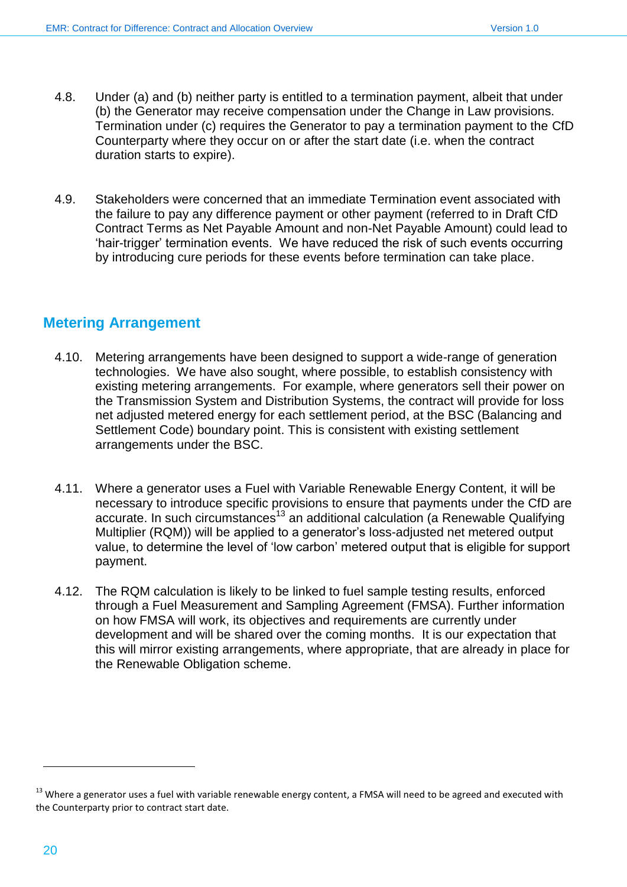4.8. Under (a) and (b) neither party is entitled to a termination payment, albeit that under (b) the Generator may receive compensation under the Change in Law provisions. Termination under (c) requires the Generator to pay a termination payment to the CfD Counterparty where they occur on or after the start date (i.e. when the contract duration starts to expire).

4.9. Stakeholders were concerned that an immediate Termination event associated with the failure to pay any difference payment or other payment (referred to in Draft CfD Contract Terms as Net Payable Amount and non-Net Payable Amount) could lead to 'hair-trigger' termination events. We have reduced the risk of such events occurring by introducing cure periods for these events before termination can take place.

## Metering Arrangement

4.10. Metering arrangements have been designed to support a wide-range of generation technologies. We have also sought, where possible, to establish consistency with existing metering arrangements. For example, where generators sell their power on the Transmission System and Distribution Systems, the contract will provide for loss net adjusted metered energy for each settlement period, at the BSC (Balancing and Settlement Code) boundary point. This is consistent with existing settlement arrangements under the BSC.

4.11. Where a generator uses a Fuel with Variable Renewable Energy Content, it will be necessary to introduce specific provisions to ensure that payments under the CfD are accurate. In such circumstances[13] an additional calculation (a Renewable Qualifying Multiplier (RQM)) will be applied to a generator's loss-adjusted net metered output value, to determine the level of 'low carbon' metered output that is eligible for support payment.

4.12. The RQM calculation is likely to be linked to fuel sample testing results, enforced through a Fuel Measurement and Sampling Agreement (FMSA). Further information on how FMSA will work, its objectives and requirements are currently under development and will be shared over the coming months. It is our expectation that this will mirror existing arrangements, where appropriate, that are already in place for the Renewable Obligation scheme.

[13] Where a generator uses a fuel with variable renewable energy content, a FMSA will need to be agreed and executed with the Counterparty prior to contract start date.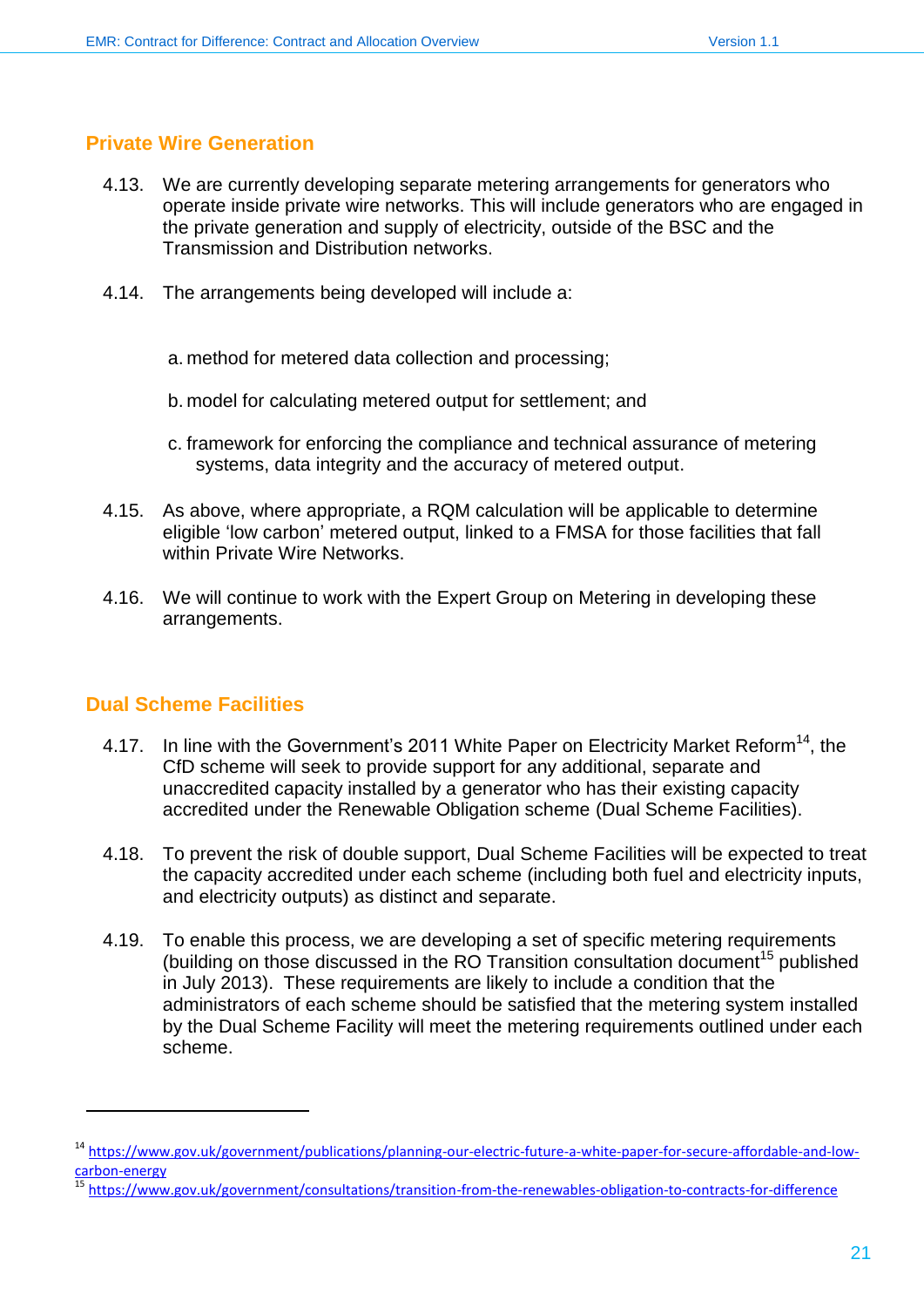## Private Wire Generation

4.13. We are currently developing separate metering arrangements for generators who operate inside private wire networks. This will include generators who are engaged in the private generation and supply of electricity, outside of the BSC and the Transmission and Distribution networks.

4.14. The arrangements being developed will include a:

a. method for metered data collection and processing;

b. model for calculating metered output for settlement; and

c. framework for enforcing the compliance and technical assurance of metering systems, data integrity and the accuracy of metered output.

4.15. As above, where appropriate, a RQM calculation will be applicable to determine eligible 'low carbon' metered output, linked to a FMSA for those facilities that fall within Private Wire Networks.

4.16. We will continue to work with the Expert Group on Metering in developing these arrangements.

## Dual Scheme Facilities

4.17. In line with the Government's 2011 White Paper on Electricity Market Reform[14], the CfD scheme will seek to provide support for any additional, separate and unaccredited capacity installed by a generator who has their existing capacity accredited under the Renewable Obligation scheme (Dual Scheme Facilities).

4.18. To prevent the risk of double support, Dual Scheme Facilities will be expected to treat the capacity accredited under each scheme (including both fuel and electricity inputs, and electricity outputs) as distinct and separate.

4.19. To enable this process, we are developing a set of specific metering requirements (building on those discussed in the RO Transition consultation document[15] published in July 2013). These requirements are likely to include a condition that the administrators of each scheme should be satisfied that the metering system installed by the Dual Scheme Facility will meet the metering requirements outlined under each scheme.

---

[14] https://www.gov.uk/government/publications/planning-our-electric-future-a-white-paper-for-secure-affordable-and-low-carbon-energy

[15] https://www.gov.uk/government/consultations/transition-from-the-renewables-obligation-to-contracts-for-difference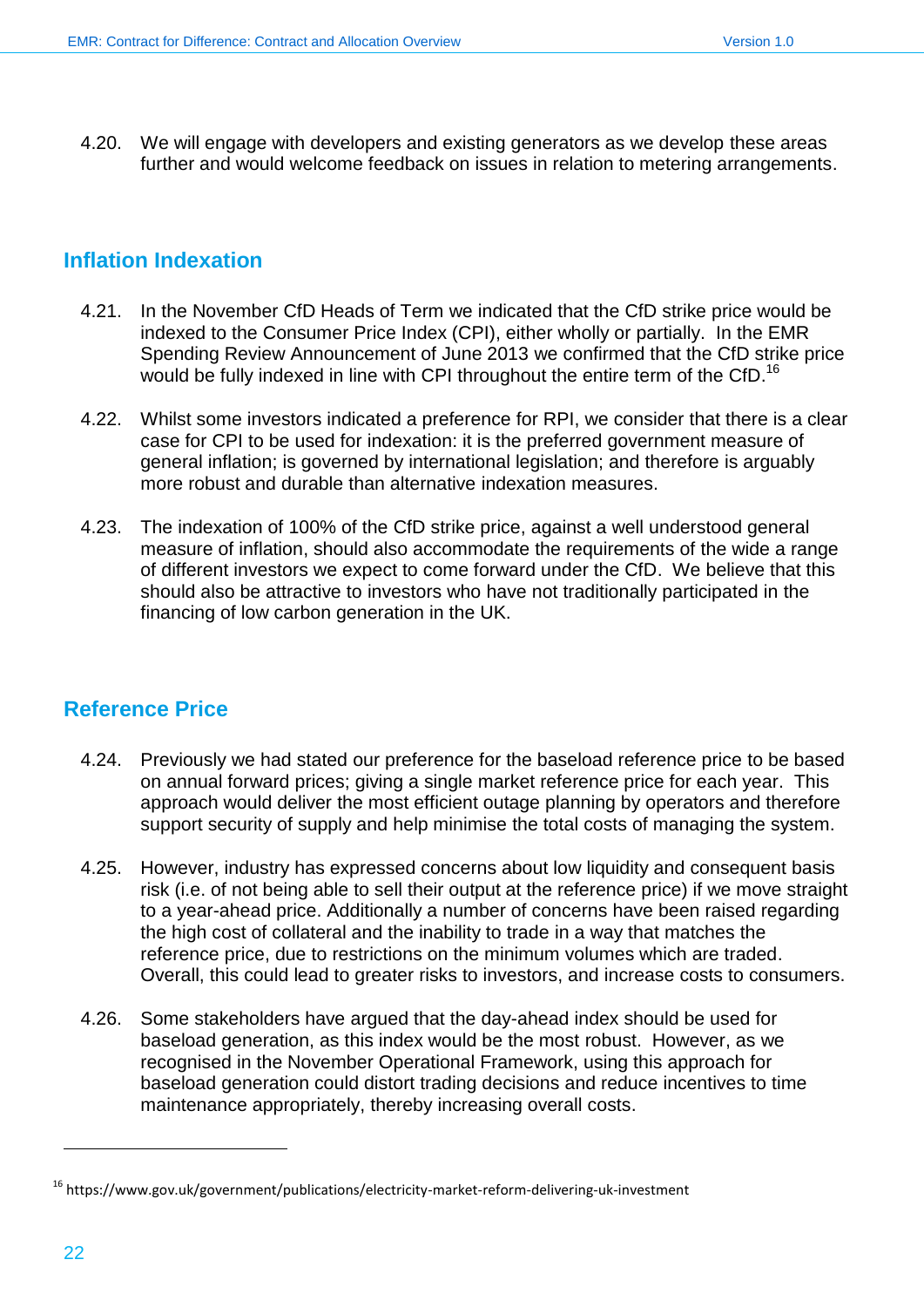4.20. We will engage with developers and existing generators as we develop these areas further and would welcome feedback on issues in relation to metering arrangements.

## Inflation Indexation

4.21. In the November CfD Heads of Term we indicated that the CfD strike price would be indexed to the Consumer Price Index (CPI), either wholly or partially. In the EMR Spending Review Announcement of June 2013 we confirmed that the CfD strike price would be fully indexed in line with CPI throughout the entire term of the CfD.[16]

4.22. Whilst some investors indicated a preference for RPI, we consider that there is a clear case for CPI to be used for indexation: it is the preferred government measure of general inflation; is governed by international legislation; and therefore is arguably more robust and durable than alternative indexation measures.

4.23. The indexation of 100% of the CfD strike price, against a well understood general measure of inflation, should also accommodate the requirements of the wide a range of different investors we expect to come forward under the CfD. We believe that this should also be attractive to investors who have not traditionally participated in the financing of low carbon generation in the UK.

## Reference Price

4.24. Previously we had stated our preference for the baseload reference price to be based on annual forward prices; giving a single market reference price for each year. This approach would deliver the most efficient outage planning by operators and therefore support security of supply and help minimise the total costs of managing the system.

4.25. However, industry has expressed concerns about low liquidity and consequent basis risk (i.e. of not being able to sell their output at the reference price) if we move straight to a year-ahead price. Additionally a number of concerns have been raised regarding the high cost of collateral and the inability to trade in a way that matches the reference price, due to restrictions on the minimum volumes which are traded. Overall, this could lead to greater risks to investors, and increase costs to consumers.

4.26. Some stakeholders have argued that the day-ahead index should be used for baseload generation, as this index would be the most robust. However, as we recognised in the November Operational Framework, using this approach for baseload generation could distort trading decisions and reduce incentives to time maintenance appropriately, thereby increasing overall costs.

---

[16] https://www.gov.uk/government/publications/electricity-market-reform-delivering-uk-investment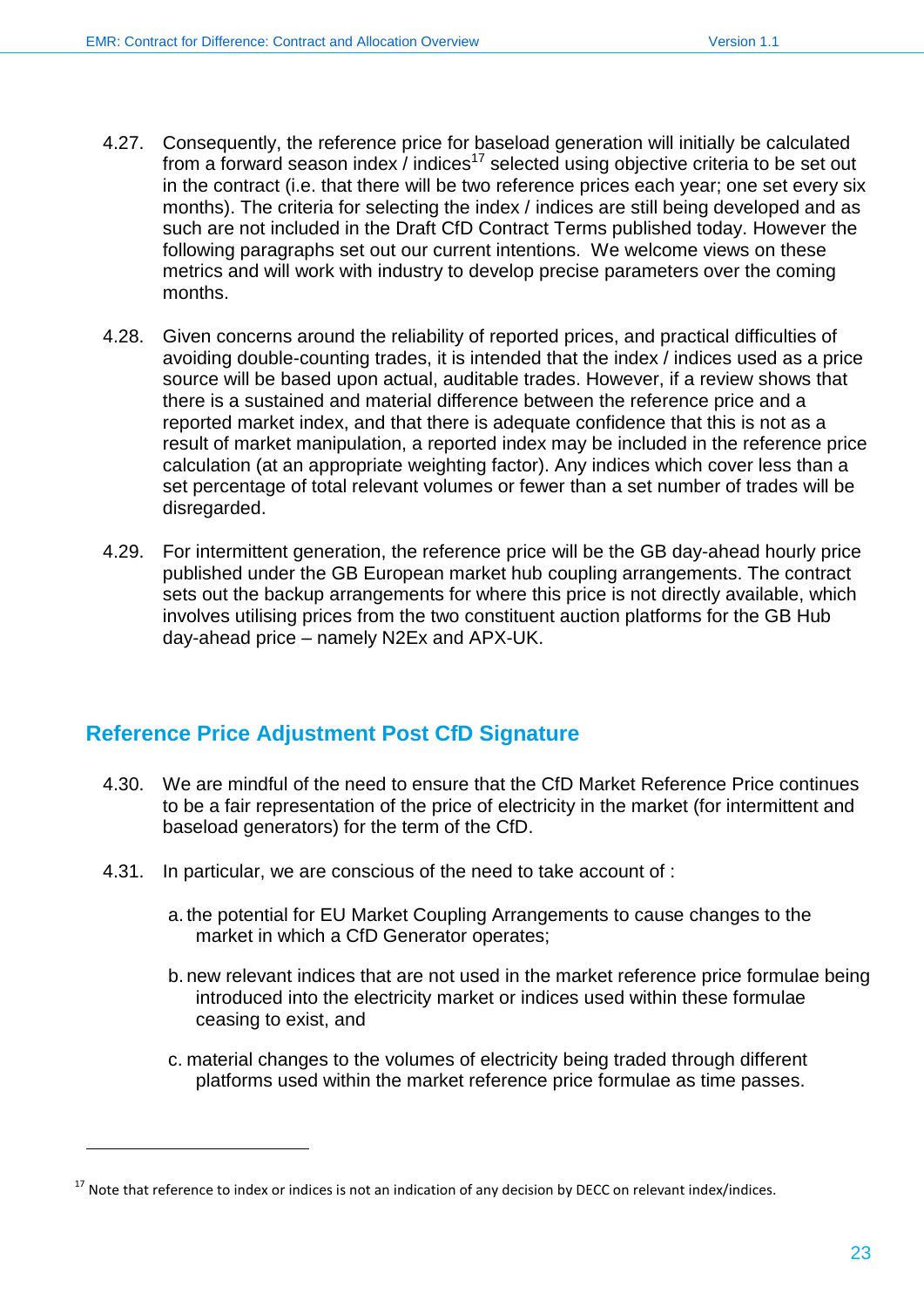4.27. Consequently, the reference price for baseload generation will initially be calculated from a forward season index / indices[17] selected using objective criteria to be set out in the contract (i.e. that there will be two reference prices each year; one set every six months). The criteria for selecting the index / indices are still being developed and as such are not included in the Draft CfD Contract Terms published today. However the following paragraphs set out our current intentions. We welcome views on these metrics and will work with industry to develop precise parameters over the coming months.

4.28. Given concerns around the reliability of reported prices, and practical difficulties of avoiding double-counting trades, it is intended that the index / indices used as a price source will be based upon actual, auditable trades. However, if a review shows that there is a sustained and material difference between the reference price and a reported market index, and that there is adequate confidence that this is not as a result of market manipulation, a reported index may be included in the reference price calculation (at an appropriate weighting factor). Any indices which cover less than a set percentage of total relevant volumes or fewer than a set number of trades will be disregarded.

4.29. For intermittent generation, the reference price will be the GB day-ahead hourly price published under the GB European market hub coupling arrangements. The contract sets out the backup arrangements for where this price is not directly available, which involves utilising prices from the two constituent auction platforms for the GB Hub day-ahead price – namely N2Ex and APX-UK.

## Reference Price Adjustment Post CfD Signature

4.30. We are mindful of the need to ensure that the CfD Market Reference Price continues to be a fair representation of the price of electricity in the market (for intermittent and baseload generators) for the term of the CfD.

4.31. In particular, we are conscious of the need to take account of :

a. the potential for EU Market Coupling Arrangements to cause changes to the market in which a CfD Generator operates;

b. new relevant indices that are not used in the market reference price formulae being introduced into the electricity market or indices used within these formulae ceasing to exist, and

c. material changes to the volumes of electricity being traded through different platforms used within the market reference price formulae as time passes.

---

[17] Note that reference to index or indices is not an indication of any decision by DECC on relevant index/indices.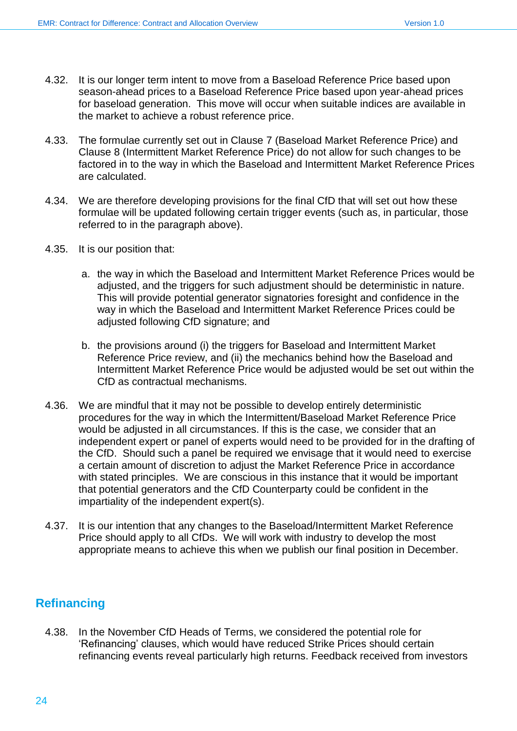4.32. It is our longer term intent to move from a Baseload Reference Price based upon season-ahead prices to a Baseload Reference Price based upon year-ahead prices for baseload generation. This move will occur when suitable indices are available in the market to achieve a robust reference price.

4.33. The formulae currently set out in Clause 7 (Baseload Market Reference Price) and Clause 8 (Intermittent Market Reference Price) do not allow for such changes to be factored in to the way in which the Baseload and Intermittent Market Reference Prices are calculated.

4.34. We are therefore developing provisions for the final CfD that will set out how these formulae will be updated following certain trigger events (such as, in particular, those referred to in the paragraph above).

4.35. It is our position that:

a. the way in which the Baseload and Intermittent Market Reference Prices would be adjusted, and the triggers for such adjustment should be deterministic in nature. This will provide potential generator signatories foresight and confidence in the way in which the Baseload and Intermittent Market Reference Prices could be adjusted following CfD signature; and

b. the provisions around (i) the triggers for Baseload and Intermittent Market Reference Price review, and (ii) the mechanics behind how the Baseload and Intermittent Market Reference Price would be adjusted would be set out within the CfD as contractual mechanisms.

4.36. We are mindful that it may not be possible to develop entirely deterministic procedures for the way in which the Intermittent/Baseload Market Reference Price would be adjusted in all circumstances. If this is the case, we consider that an independent expert or panel of experts would need to be provided for in the drafting of the CfD. Should such a panel be required we envisage that it would need to exercise a certain amount of discretion to adjust the Market Reference Price in accordance with stated principles. We are conscious in this instance that it would be important that potential generators and the CfD Counterparty could be confident in the impartiality of the independent expert(s).

4.37. It is our intention that any changes to the Baseload/Intermittent Market Reference Price should apply to all CfDs. We will work with industry to develop the most appropriate means to achieve this when we publish our final position in December.

## Refinancing

4.38. In the November CfD Heads of Terms, we considered the potential role for 'Refinancing' clauses, which would have reduced Strike Prices should certain refinancing events reveal particularly high returns. Feedback received from investors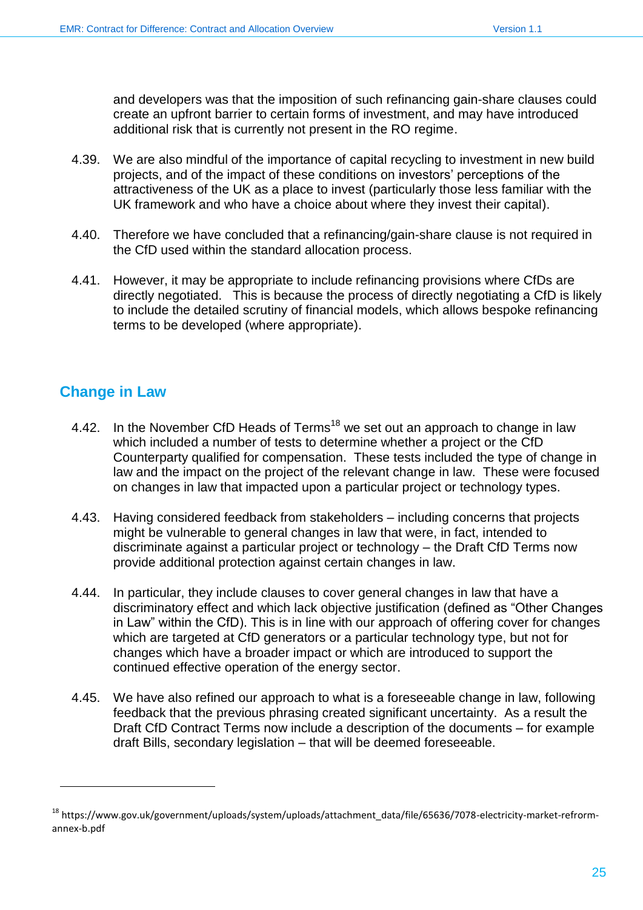and developers was that the imposition of such refinancing gain-share clauses could create an upfront barrier to certain forms of investment, and may have introduced additional risk that is currently not present in the RO regime.

4.39. We are also mindful of the importance of capital recycling to investment in new build projects, and of the impact of these conditions on investors' perceptions of the attractiveness of the UK as a place to invest (particularly those less familiar with the UK framework and who have a choice about where they invest their capital).

4.40. Therefore we have concluded that a refinancing/gain-share clause is not required in the CfD used within the standard allocation process.

4.41. However, it may be appropriate to include refinancing provisions where CfDs are directly negotiated. This is because the process of directly negotiating a CfD is likely to include the detailed scrutiny of financial models, which allows bespoke refinancing terms to be developed (where appropriate).

## Change in Law

4.42. In the November CfD Heads of Terms[18] we set out an approach to change in law which included a number of tests to determine whether a project or the CfD Counterparty qualified for compensation. These tests included the type of change in law and the impact on the project of the relevant change in law. These were focused on changes in law that impacted upon a particular project or technology types.

4.43. Having considered feedback from stakeholders – including concerns that projects might be vulnerable to general changes in law that were, in fact, intended to discriminate against a particular project or technology – the Draft CfD Terms now provide additional protection against certain changes in law.

4.44. In particular, they include clauses to cover general changes in law that have a discriminatory effect and which lack objective justification (defined as "Other Changes in Law" within the CfD). This is in line with our approach of offering cover for changes which are targeted at CfD generators or a particular technology type, but not for changes which have a broader impact or which are introduced to support the continued effective operation of the energy sector.

4.45. We have also refined our approach to what is a foreseeable change in law, following feedback that the previous phrasing created significant uncertainty. As a result the Draft CfD Contract Terms now include a description of the documents – for example draft Bills, secondary legislation – that will be deemed foreseeable.

---

[18] https://www.gov.uk/government/uploads/system/uploads/attachment_data/file/65636/7078-electricity-market-refrorm-annex-b.pdf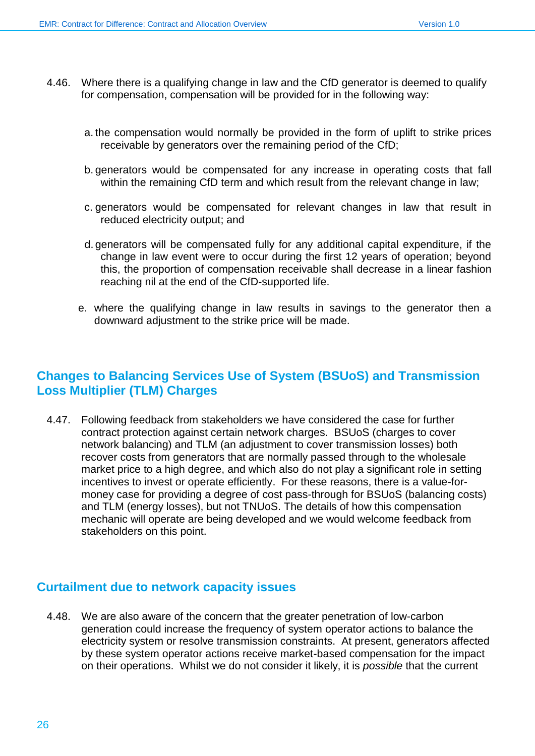4.46. Where there is a qualifying change in law and the CfD generator is deemed to qualify for compensation, compensation will be provided for in the following way:

a. the compensation would normally be provided in the form of uplift to strike prices receivable by generators over the remaining period of the CfD;

b. generators would be compensated for any increase in operating costs that fall within the remaining CfD term and which result from the relevant change in law;

c. generators would be compensated for relevant changes in law that result in reduced electricity output; and

d. generators will be compensated fully for any additional capital expenditure, if the change in law event were to occur during the first 12 years of operation; beyond this, the proportion of compensation receivable shall decrease in a linear fashion reaching nil at the end of the CfD-supported life.

e. where the qualifying change in law results in savings to the generator then a downward adjustment to the strike price will be made.

## Changes to Balancing Services Use of System (BSUoS) and Transmission Loss Multiplier (TLM) Charges

4.47. Following feedback from stakeholders we have considered the case for further contract protection against certain network charges. BSUoS (charges to cover network balancing) and TLM (an adjustment to cover transmission losses) both recover costs from generators that are normally passed through to the wholesale market price to a high degree, and which also do not play a significant role in setting incentives to invest or operate efficiently. For these reasons, there is a value-for-money case for providing a degree of cost pass-through for BSUoS (balancing costs) and TLM (energy losses), but not TNUoS. The details of how this compensation mechanic will operate are being developed and we would welcome feedback from stakeholders on this point.

## Curtailment due to network capacity issues

4.48. We are also aware of the concern that the greater penetration of low-carbon generation could increase the frequency of system operator actions to balance the electricity system or resolve transmission constraints. At present, generators affected by these system operator actions receive market-based compensation for the impact on their operations. Whilst we do not consider it likely, it is *possible* that the current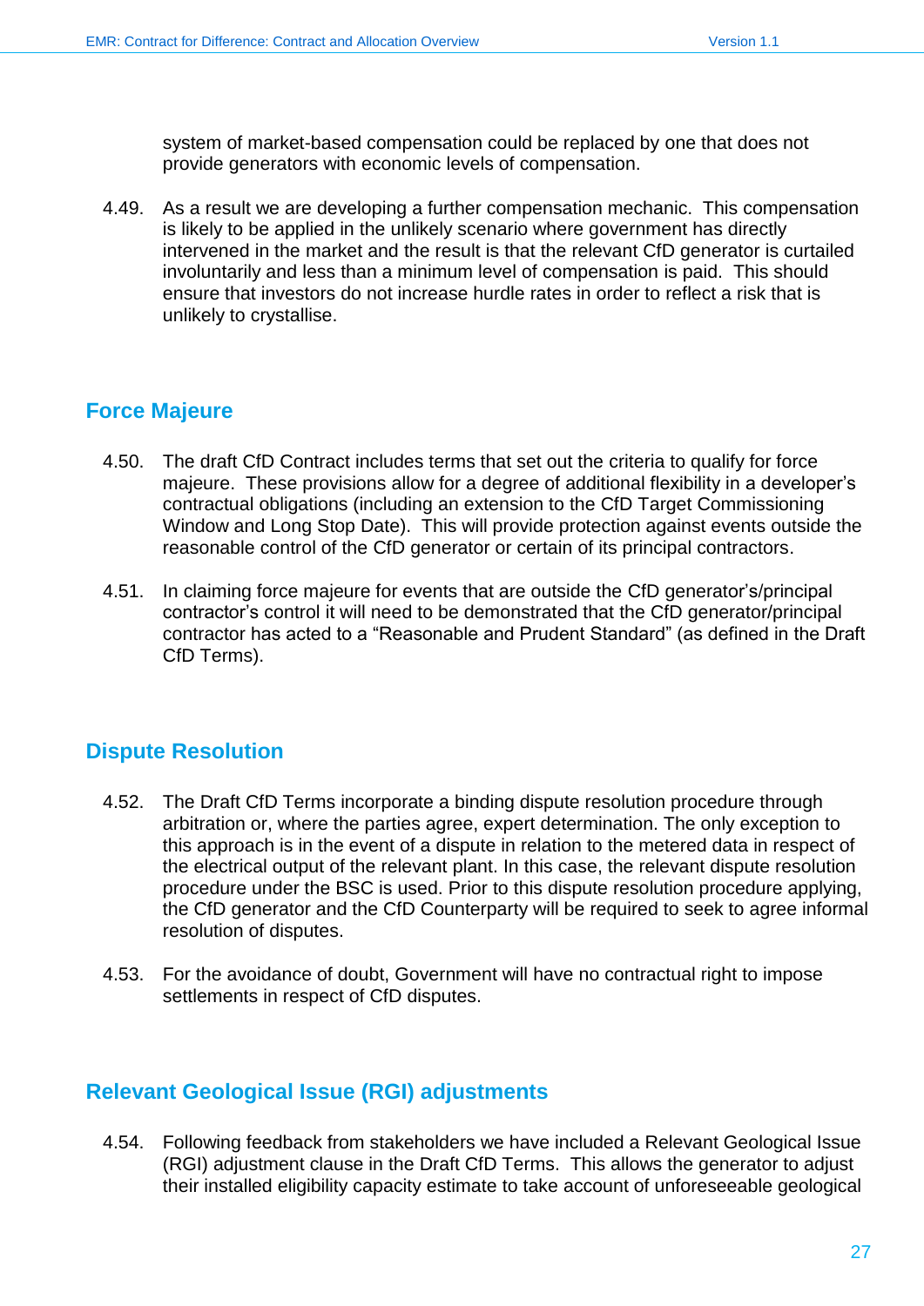system of market-based compensation could be replaced by one that does not provide generators with economic levels of compensation.

4.49. As a result we are developing a further compensation mechanic. This compensation is likely to be applied in the unlikely scenario where government has directly intervened in the market and the result is that the relevant CfD generator is curtailed involuntarily and less than a minimum level of compensation is paid. This should ensure that investors do not increase hurdle rates in order to reflect a risk that is unlikely to crystallise.

## Force Majeure

4.50. The draft CfD Contract includes terms that set out the criteria to qualify for force majeure. These provisions allow for a degree of additional flexibility in a developer's contractual obligations (including an extension to the CfD Target Commissioning Window and Long Stop Date). This will provide protection against events outside the reasonable control of the CfD generator or certain of its principal contractors.

4.51. In claiming force majeure for events that are outside the CfD generator's/principal contractor's control it will need to be demonstrated that the CfD generator/principal contractor has acted to a "Reasonable and Prudent Standard" (as defined in the Draft CfD Terms).

## Dispute Resolution

4.52. The Draft CfD Terms incorporate a binding dispute resolution procedure through arbitration or, where the parties agree, expert determination. The only exception to this approach is in the event of a dispute in relation to the metered data in respect of the electrical output of the relevant plant. In this case, the relevant dispute resolution procedure under the BSC is used. Prior to this dispute resolution procedure applying, the CfD generator and the CfD Counterparty will be required to seek to agree informal resolution of disputes.

4.53. For the avoidance of doubt, Government will have no contractual right to impose settlements in respect of CfD disputes.

## Relevant Geological Issue (RGI) adjustments

4.54. Following feedback from stakeholders we have included a Relevant Geological Issue (RGI) adjustment clause in the Draft CfD Terms. This allows the generator to adjust their installed eligibility capacity estimate to take account of unforeseeable geological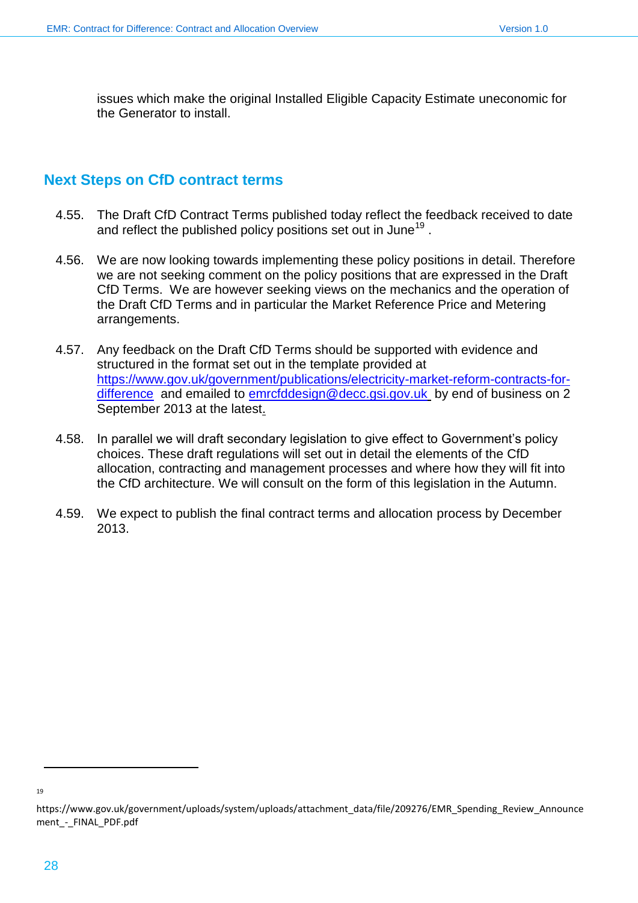issues which make the original Installed Eligible Capacity Estimate uneconomic for the Generator to install.

## Next Steps on CfD contract terms

4.55. The Draft CfD Contract Terms published today reflect the feedback received to date and reflect the published policy positions set out in June[19] .

4.56. We are now looking towards implementing these policy positions in detail. Therefore we are not seeking comment on the policy positions that are expressed in the Draft CfD Terms. We are however seeking views on the mechanics and the operation of the Draft CfD Terms and in particular the Market Reference Price and Metering arrangements.

4.57. Any feedback on the Draft CfD Terms should be supported with evidence and structured in the format set out in the template provided at https://www.gov.uk/government/publications/electricity-market-reform-contracts-for-difference and emailed to emrcfddesign@decc.gsi.gov.uk by end of business on 2 September 2013 at the latest.

4.58. In parallel we will draft secondary legislation to give effect to Government's policy choices. These draft regulations will set out in detail the elements of the CfD allocation, contracting and management processes and where how they will fit into the CfD architecture. We will consult on the form of this legislation in the Autumn.

4.59. We expect to publish the final contract terms and allocation process by December 2013.

---

[19] https://www.gov.uk/government/uploads/system/uploads/attachment_data/file/209276/EMR_Spending_Review_Announcement_-_FINAL_PDF.pdf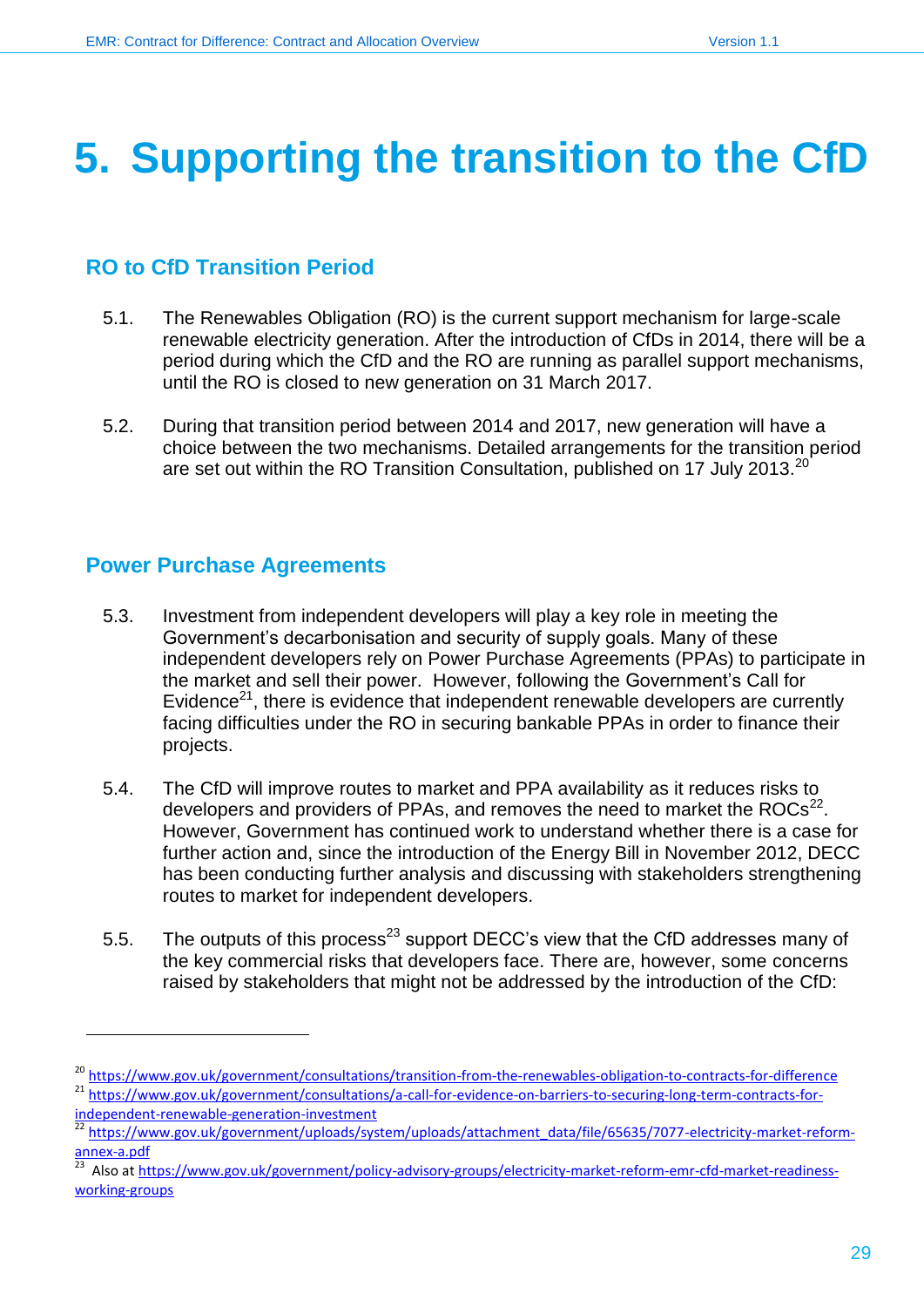# 5. Supporting the transition to the CfD

## RO to CfD Transition Period

5.1. The Renewables Obligation (RO) is the current support mechanism for large-scale renewable electricity generation. After the introduction of CfDs in 2014, there will be a period during which the CfD and the RO are running as parallel support mechanisms, until the RO is closed to new generation on 31 March 2017.

5.2. During that transition period between 2014 and 2017, new generation will have a choice between the two mechanisms. Detailed arrangements for the transition period are set out within the RO Transition Consultation, published on 17 July 2013.[20]

## Power Purchase Agreements

5.3. Investment from independent developers will play a key role in meeting the Government's decarbonisation and security of supply goals. Many of these independent developers rely on Power Purchase Agreements (PPAs) to participate in the market and sell their power. However, following the Government's Call for Evidence[21], there is evidence that independent renewable developers are currently facing difficulties under the RO in securing bankable PPAs in order to finance their projects.

5.4. The CfD will improve routes to market and PPA availability as it reduces risks to developers and providers of PPAs, and removes the need to market the ROCs[22]. However, Government has continued work to understand whether there is a case for further action and, since the introduction of the Energy Bill in November 2012, DECC has been conducting further analysis and discussing with stakeholders strengthening routes to market for independent developers.

5.5. The outputs of this process[23] support DECC's view that the CfD addresses many of the key commercial risks that developers face. There are, however, some concerns raised by stakeholders that might not be addressed by the introduction of the CfD:

---

[20] https://www.gov.uk/government/consultations/transition-from-the-renewables-obligation-to-contracts-for-difference

[21] https://www.gov.uk/government/consultations/a-call-for-evidence-on-barriers-to-securing-long-term-contracts-for-independent-renewable-generation-investment

[22] https://www.gov.uk/government/uploads/system/uploads/attachment_data/file/65635/7077-electricity-market-reform-annex-a.pdf

[23] Also at https://www.gov.uk/government/policy-advisory-groups/electricity-market-reform-emr-cfd-market-readiness-working-groups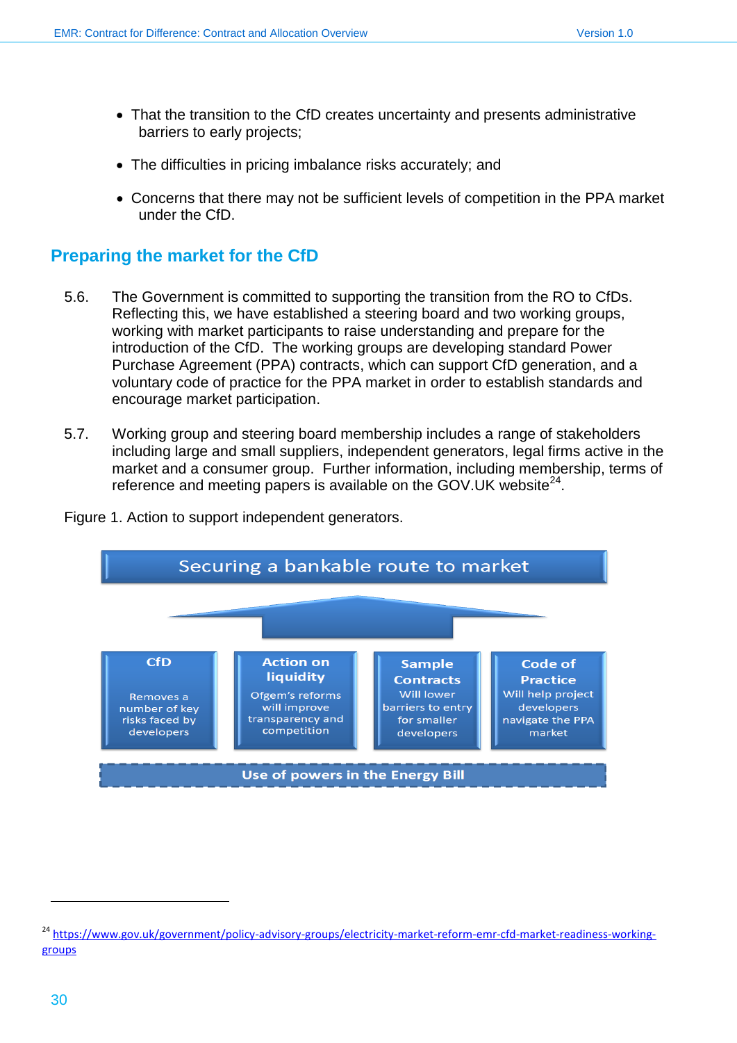- That the transition to the CfD creates uncertainty and presents administrative barriers to early projects;
- The difficulties in pricing imbalance risks accurately; and
- Concerns that there may not be sufficient levels of competition in the PPA market under the CfD.

## Preparing the market for the CfD

5.6. The Government is committed to supporting the transition from the RO to CfDs. Reflecting this, we have established a steering board and two working groups, working with market participants to raise understanding and prepare for the introduction of the CfD. The working groups are developing standard Power Purchase Agreement (PPA) contracts, which can support CfD generation, and a voluntary code of practice for the PPA market in order to establish standards and encourage market participation.

5.7. Working group and steering board membership includes a range of stakeholders including large and small suppliers, independent generators, legal firms active in the market and a consumer group. Further information, including membership, terms of reference and meeting papers is available on the GOV.UK website[24].

Figure 1. Action to support independent generators.

**Securing a bankable route to market**

| CfD | Action on liquidity | Sample Contracts | Code of Practice |
|---|---|---|---|
| Removes a number of key risks faced by developers | Ofgem's reforms will improve transparency and competition | Will lower barriers to entry for smaller developers | Will help project developers navigate the PPA market |

**Use of powers in the Energy Bill**

[24] https://www.gov.uk/government/policy-advisory-groups/electricity-market-reform-emr-cfd-market-readiness-working-groups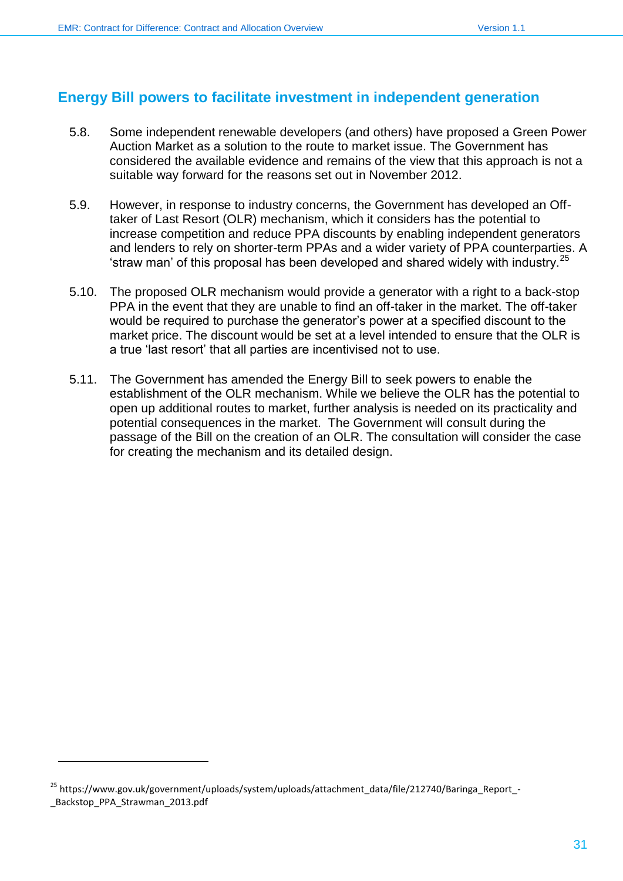## Energy Bill powers to facilitate investment in independent generation

5.8. Some independent renewable developers (and others) have proposed a Green Power Auction Market as a solution to the route to market issue. The Government has considered the available evidence and remains of the view that this approach is not a suitable way forward for the reasons set out in November 2012.

5.9. However, in response to industry concerns, the Government has developed an Off-taker of Last Resort (OLR) mechanism, which it considers has the potential to increase competition and reduce PPA discounts by enabling independent generators and lenders to rely on shorter-term PPAs and a wider variety of PPA counterparties. A 'straw man' of this proposal has been developed and shared widely with industry.[25]

5.10. The proposed OLR mechanism would provide a generator with a right to a back-stop PPA in the event that they are unable to find an off-taker in the market. The off-taker would be required to purchase the generator's power at a specified discount to the market price. The discount would be set at a level intended to ensure that the OLR is a true 'last resort' that all parties are incentivised not to use.

5.11. The Government has amended the Energy Bill to seek powers to enable the establishment of the OLR mechanism. While we believe the OLR has the potential to open up additional routes to market, further analysis is needed on its practicality and potential consequences in the market. The Government will consult during the passage of the Bill on the creation of an OLR. The consultation will consider the case for creating the mechanism and its detailed design.

[25] https://www.gov.uk/government/uploads/system/uploads/attachment_data/file/212740/Baringa_Report_-_Backstop_PPA_Strawman_2013.pdf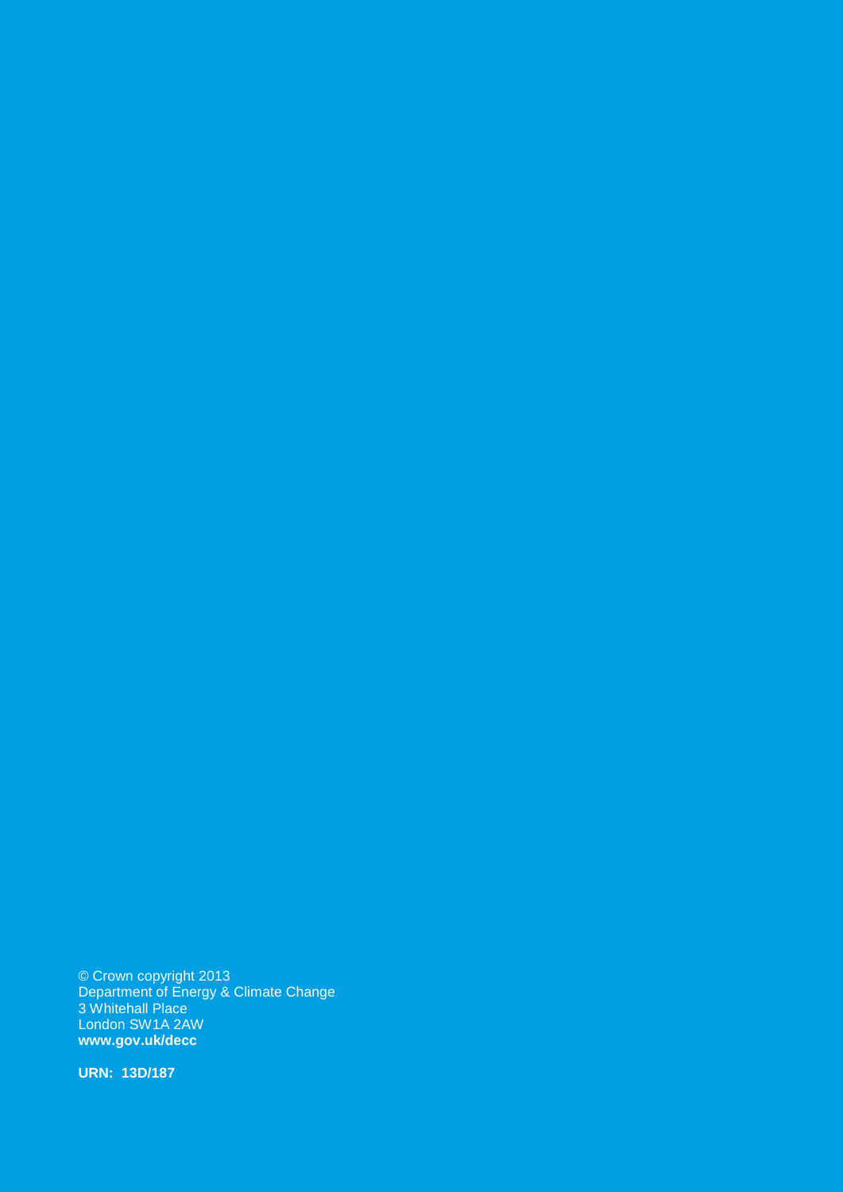© Crown copyright 2013
Department of Energy & Climate Change
3 Whitehall Place
London SW1A 2AW
**www.gov.uk/decc**

**URN: 13D/187**